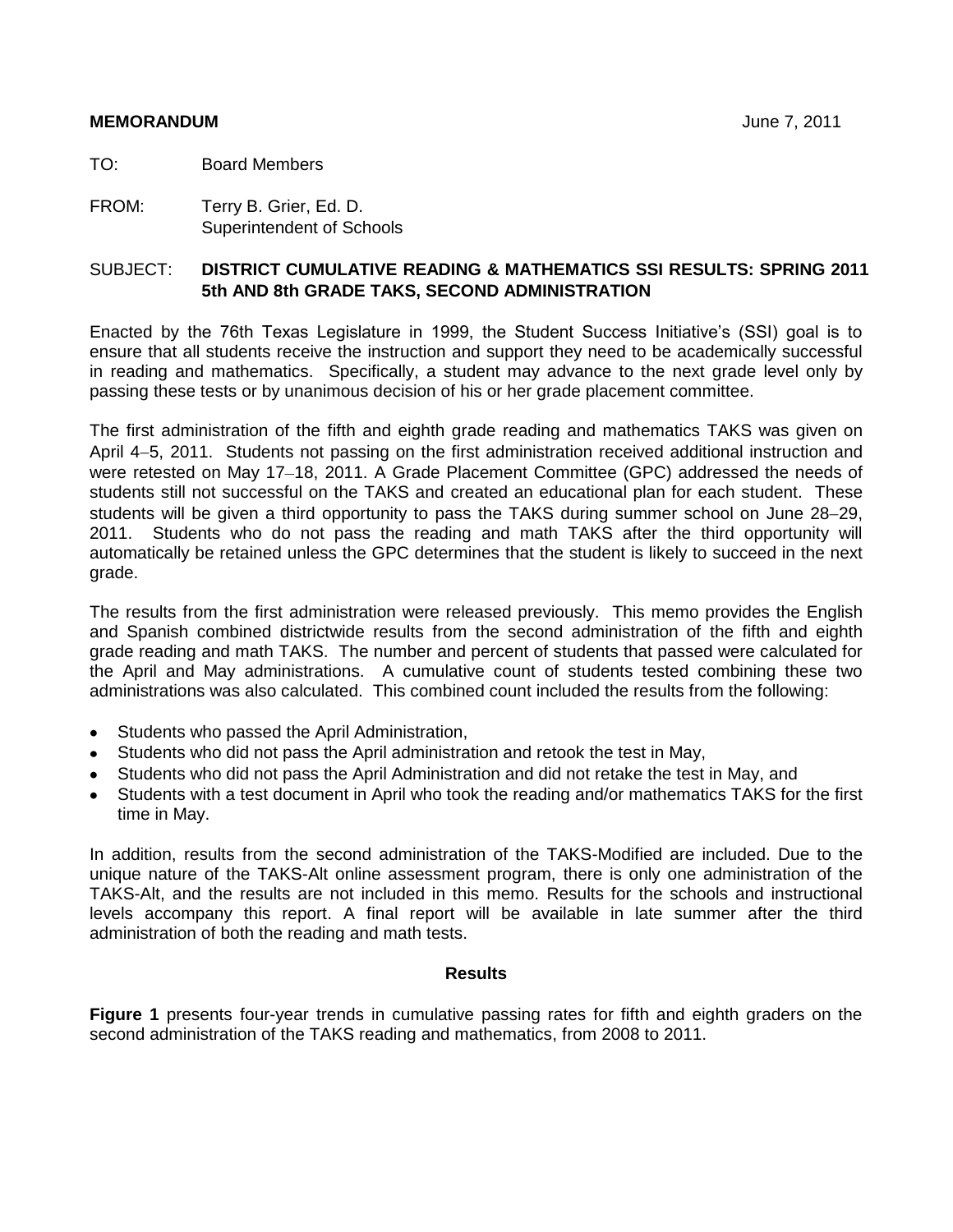**MEMORANDUM** June 7, 2011

TO: Board Members

FROM: Terry B. Grier, Ed. D.
Superintendent of Schools

SUBJECT: **DISTRICT CUMULATIVE READING & MATHEMATICS SSI RESULTS: SPRING 2011 5th AND 8th GRADE TAKS, SECOND ADMINISTRATION**

Enacted by the 76th Texas Legislature in 1999, the Student Success Initiative's (SSI) goal is to ensure that all students receive the instruction and support they need to be academically successful in reading and mathematics. Specifically, a student may advance to the next grade level only by passing these tests or by unanimous decision of his or her grade placement committee.

The first administration of the fifth and eighth grade reading and mathematics TAKS was given on April 4–5, 2011. Students not passing on the first administration received additional instruction and were retested on May 17–18, 2011. A Grade Placement Committee (GPC) addressed the needs of students still not successful on the TAKS and created an educational plan for each student. These students will be given a third opportunity to pass the TAKS during summer school on June 28–29, 2011. Students who do not pass the reading and math TAKS after the third opportunity will automatically be retained unless the GPC determines that the student is likely to succeed in the next grade.

The results from the first administration were released previously. This memo provides the English and Spanish combined districtwide results from the second administration of the fifth and eighth grade reading and math TAKS. The number and percent of students that passed were calculated for the April and May administrations. A cumulative count of students tested combining these two administrations was also calculated. This combined count included the results from the following:

- Students who passed the April Administration,
- Students who did not pass the April administration and retook the test in May,
- Students who did not pass the April Administration and did not retake the test in May, and
- Students with a test document in April who took the reading and/or mathematics TAKS for the first time in May.

In addition, results from the second administration of the TAKS-Modified are included. Due to the unique nature of the TAKS-Alt online assessment program, there is only one administration of the TAKS-Alt, and the results are not included in this memo. Results for the schools and instructional levels accompany this report. A final report will be available in late summer after the third administration of both the reading and math tests.

## Results

**Figure 1** presents four-year trends in cumulative passing rates for fifth and eighth graders on the second administration of the TAKS reading and mathematics, from 2008 to 2011.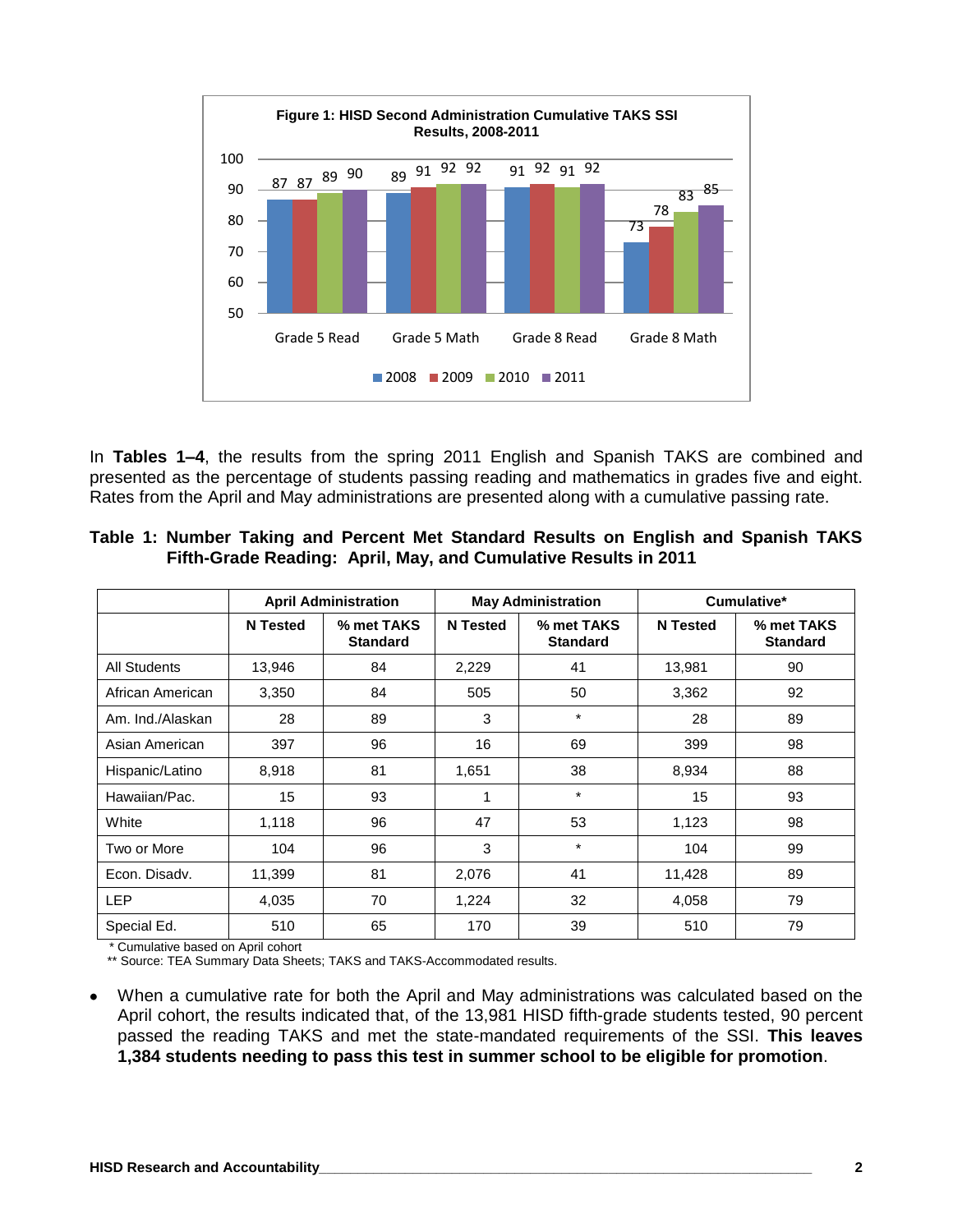Figure 1: HISD Second Administration Cumulative TAKS SSI Results, 2008-2011

| | 2008 | 2009 | 2010 | 2011 |
|---|---|---|---|---|
| Grade 5 Read | 87 | 87 | 89 | 90 |
| Grade 5 Math | 89 | 91 | 92 | 92 |
| Grade 8 Read | 91 | 92 | 91 | 92 |
| Grade 8 Math | 73 | 78 | 83 | 85 |

In **Tables 1–4**, the results from the spring 2011 English and Spanish TAKS are combined and presented as the percentage of students passing reading and mathematics in grades five and eight. Rates from the April and May administrations are presented along with a cumulative passing rate.

**Table 1: Number Taking and Percent Met Standard Results on English and Spanish TAKS Fifth-Grade Reading: April, May, and Cumulative Results in 2011**

| | April Administration | | May Administration | | Cumulative* | |
|---|---|---|---|---|---|---|
| | N Tested | % met TAKS Standard | N Tested | % met TAKS Standard | N Tested | % met TAKS Standard |
| All Students | 13,946 | 84 | 2,229 | 41 | 13,981 | 90 |
| African American | 3,350 | 84 | 505 | 50 | 3,362 | 92 |
| Am. Ind./Alaskan | 28 | 89 | 3 | * | 28 | 89 |
| Asian American | 397 | 96 | 16 | 69 | 399 | 98 |
| Hispanic/Latino | 8,918 | 81 | 1,651 | 38 | 8,934 | 88 |
| Hawaiian/Pac. | 15 | 93 | 1 | * | 15 | 93 |
| White | 1,118 | 96 | 47 | 53 | 1,123 | 98 |
| Two or More | 104 | 96 | 3 | * | 104 | 99 |
| Econ. Disadv. | 11,399 | 81 | 2,076 | 41 | 11,428 | 89 |
| LEP | 4,035 | 70 | 1,224 | 32 | 4,058 | 79 |
| Special Ed. | 510 | 65 | 170 | 39 | 510 | 79 |

\* Cumulative based on April cohort
** Source: TEA Summary Data Sheets; TAKS and TAKS-Accommodated results.

- When a cumulative rate for both the April and May administrations was calculated based on the April cohort, the results indicated that, of the 13,981 HISD fifth-grade students tested, 90 percent passed the reading TAKS and met the state-mandated requirements of the SSI. **This leaves 1,384 students needing to pass this test in summer school to be eligible for promotion**.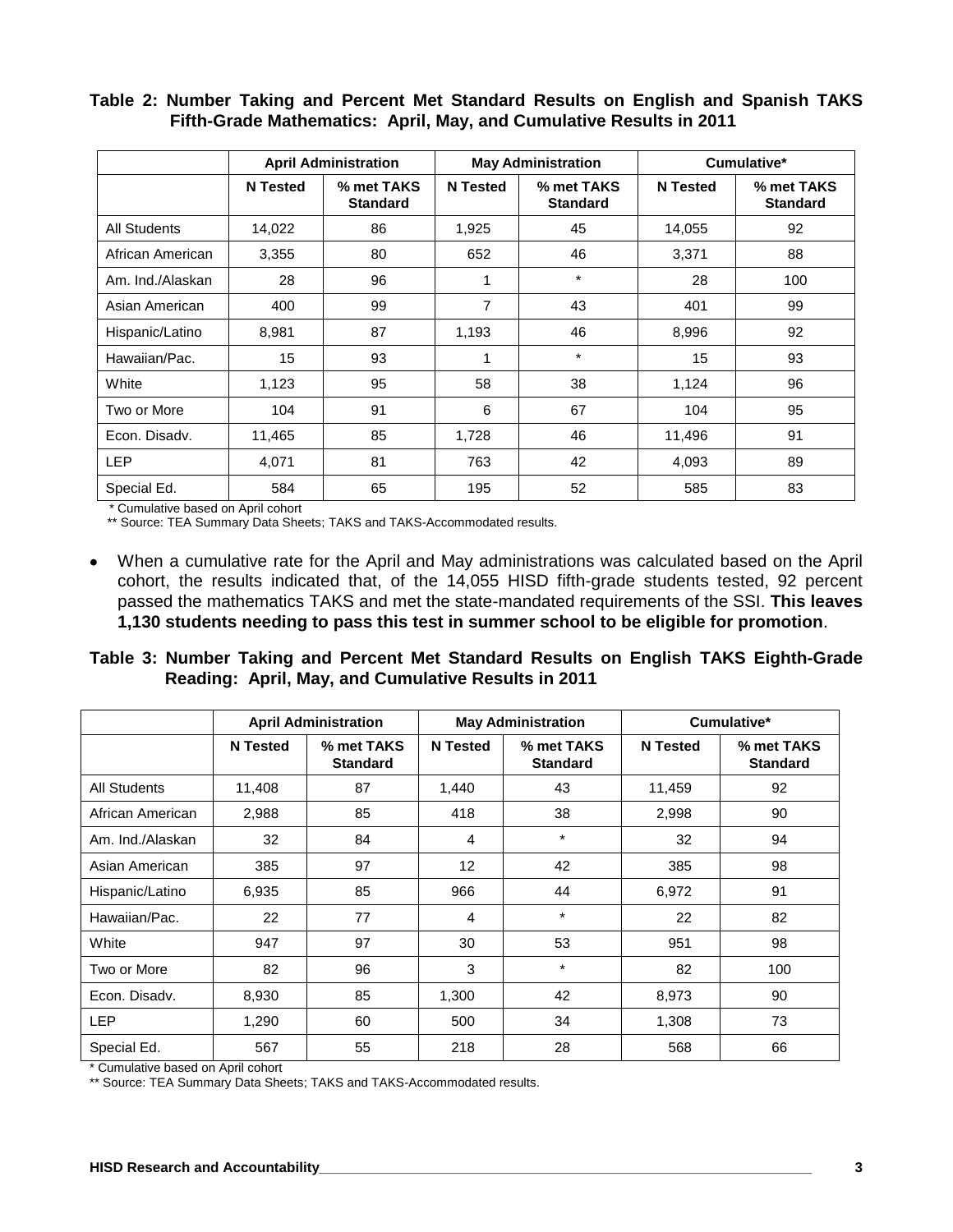**Table 2: Number Taking and Percent Met Standard Results on English and Spanish TAKS Fifth-Grade Mathematics: April, May, and Cumulative Results in 2011**

| | April Administration | | May Administration | | Cumulative* | |
|---|---|---|---|---|---|---|
| | N Tested | % met TAKS Standard | N Tested | % met TAKS Standard | N Tested | % met TAKS Standard |
| All Students | 14,022 | 86 | 1,925 | 45 | 14,055 | 92 |
| African American | 3,355 | 80 | 652 | 46 | 3,371 | 88 |
| Am. Ind./Alaskan | 28 | 96 | 1 | * | 28 | 100 |
| Asian American | 400 | 99 | 7 | 43 | 401 | 99 |
| Hispanic/Latino | 8,981 | 87 | 1,193 | 46 | 8,996 | 92 |
| Hawaiian/Pac. | 15 | 93 | 1 | * | 15 | 93 |
| White | 1,123 | 95 | 58 | 38 | 1,124 | 96 |
| Two or More | 104 | 91 | 6 | 67 | 104 | 95 |
| Econ. Disadv. | 11,465 | 85 | 1,728 | 46 | 11,496 | 91 |
| LEP | 4,071 | 81 | 763 | 42 | 4,093 | 89 |
| Special Ed. | 584 | 65 | 195 | 52 | 585 | 83 |

\* Cumulative based on April cohort

** Source: TEA Summary Data Sheets; TAKS and TAKS-Accommodated results.

- When a cumulative rate for the April and May administrations was calculated based on the April cohort, the results indicated that, of the 14,055 HISD fifth-grade students tested, 92 percent passed the mathematics TAKS and met the state-mandated requirements of the SSI. **This leaves 1,130 students needing to pass this test in summer school to be eligible for promotion**.

**Table 3: Number Taking and Percent Met Standard Results on English TAKS Eighth-Grade Reading: April, May, and Cumulative Results in 2011**

| | April Administration | | May Administration | | Cumulative* | |
|---|---|---|---|---|---|---|
| | N Tested | % met TAKS Standard | N Tested | % met TAKS Standard | N Tested | % met TAKS Standard |
| All Students | 11,408 | 87 | 1,440 | 43 | 11,459 | 92 |
| African American | 2,988 | 85 | 418 | 38 | 2,998 | 90 |
| Am. Ind./Alaskan | 32 | 84 | 4 | * | 32 | 94 |
| Asian American | 385 | 97 | 12 | 42 | 385 | 98 |
| Hispanic/Latino | 6,935 | 85 | 966 | 44 | 6,972 | 91 |
| Hawaiian/Pac. | 22 | 77 | 4 | * | 22 | 82 |
| White | 947 | 97 | 30 | 53 | 951 | 98 |
| Two or More | 82 | 96 | 3 | * | 82 | 100 |
| Econ. Disadv. | 8,930 | 85 | 1,300 | 42 | 8,973 | 90 |
| LEP | 1,290 | 60 | 500 | 34 | 1,308 | 73 |
| Special Ed. | 567 | 55 | 218 | 28 | 568 | 66 |

\* Cumulative based on April cohort

** Source: TEA Summary Data Sheets; TAKS and TAKS-Accommodated results.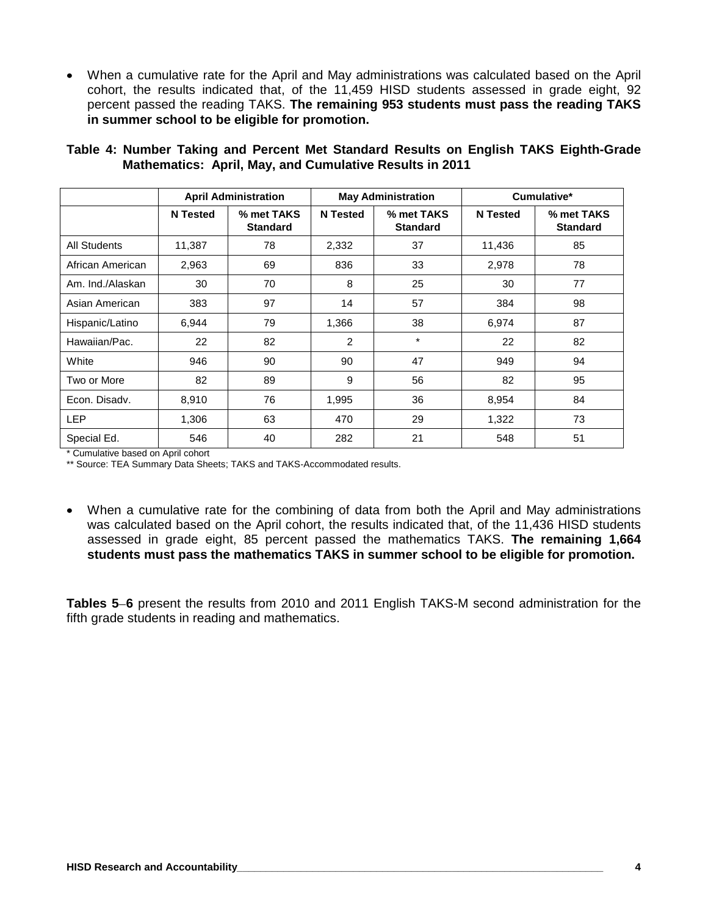- When a cumulative rate for the April and May administrations was calculated based on the April cohort, the results indicated that, of the 11,459 HISD students assessed in grade eight, 92 percent passed the reading TAKS. **The remaining 953 students must pass the reading TAKS in summer school to be eligible for promotion.**

**Table 4: Number Taking and Percent Met Standard Results on English TAKS Eighth-Grade Mathematics: April, May, and Cumulative Results in 2011**

| | April Administration | | May Administration | | Cumulative* | |
|---|---|---|---|---|---|---|
| | **N Tested** | **% met TAKS Standard** | **N Tested** | **% met TAKS Standard** | **N Tested** | **% met TAKS Standard** |
| All Students | 11,387 | 78 | 2,332 | 37 | 11,436 | 85 |
| African American | 2,963 | 69 | 836 | 33 | 2,978 | 78 |
| Am. Ind./Alaskan | 30 | 70 | 8 | 25 | 30 | 77 |
| Asian American | 383 | 97 | 14 | 57 | 384 | 98 |
| Hispanic/Latino | 6,944 | 79 | 1,366 | 38 | 6,974 | 87 |
| Hawaiian/Pac. | 22 | 82 | 2 | * | 22 | 82 |
| White | 946 | 90 | 90 | 47 | 949 | 94 |
| Two or More | 82 | 89 | 9 | 56 | 82 | 95 |
| Econ. Disadv. | 8,910 | 76 | 1,995 | 36 | 8,954 | 84 |
| LEP | 1,306 | 63 | 470 | 29 | 1,322 | 73 |
| Special Ed. | 546 | 40 | 282 | 21 | 548 | 51 |

\* Cumulative based on April cohort

** Source: TEA Summary Data Sheets; TAKS and TAKS-Accommodated results.

- When a cumulative rate for the combining of data from both the April and May administrations was calculated based on the April cohort, the results indicated that, of the 11,436 HISD students assessed in grade eight, 85 percent passed the mathematics TAKS. **The remaining 1,664 students must pass the mathematics TAKS in summer school to be eligible for promotion.**

**Tables 5–6** present the results from 2010 and 2011 English TAKS-M second administration for the fifth grade students in reading and mathematics.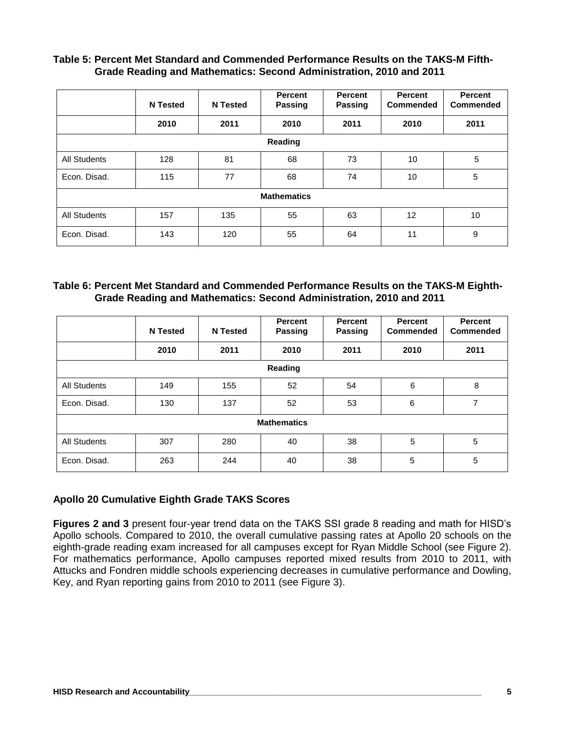**Table 5: Percent Met Standard and Commended Performance Results on the TAKS-M Fifth-Grade Reading and Mathematics: Second Administration, 2010 and 2011**

| | N Tested | N Tested | Percent Passing | Percent Passing | Percent Commended | Percent Commended |
|---|---|---|---|---|---|---|
| | 2010 | 2011 | 2010 | 2011 | 2010 | 2011 |
| **Reading** | | | | | | |
| All Students | 128 | 81 | 68 | 73 | 10 | 5 |
| Econ. Disad. | 115 | 77 | 68 | 74 | 10 | 5 |
| **Mathematics** | | | | | | |
| All Students | 157 | 135 | 55 | 63 | 12 | 10 |
| Econ. Disad. | 143 | 120 | 55 | 64 | 11 | 9 |

**Table 6: Percent Met Standard and Commended Performance Results on the TAKS-M Eighth-Grade Reading and Mathematics: Second Administration, 2010 and 2011**

| | N Tested | N Tested | Percent Passing | Percent Passing | Percent Commended | Percent Commended |
|---|---|---|---|---|---|---|
| | 2010 | 2011 | 2010 | 2011 | 2010 | 2011 |
| **Reading** | | | | | | |
| All Students | 149 | 155 | 52 | 54 | 6 | 8 |
| Econ. Disad. | 130 | 137 | 52 | 53 | 6 | 7 |
| **Mathematics** | | | | | | |
| All Students | 307 | 280 | 40 | 38 | 5 | 5 |
| Econ. Disad. | 263 | 244 | 40 | 38 | 5 | 5 |

### Apollo 20 Cumulative Eighth Grade TAKS Scores

**Figures 2 and 3** present four-year trend data on the TAKS SSI grade 8 reading and math for HISD's Apollo schools. Compared to 2010, the overall cumulative passing rates at Apollo 20 schools on the eighth-grade reading exam increased for all campuses except for Ryan Middle School (see Figure 2). For mathematics performance, Apollo campuses reported mixed results from 2010 to 2011, with Attucks and Fondren middle schools experiencing decreases in cumulative performance and Dowling, Key, and Ryan reporting gains from 2010 to 2011 (see Figure 3).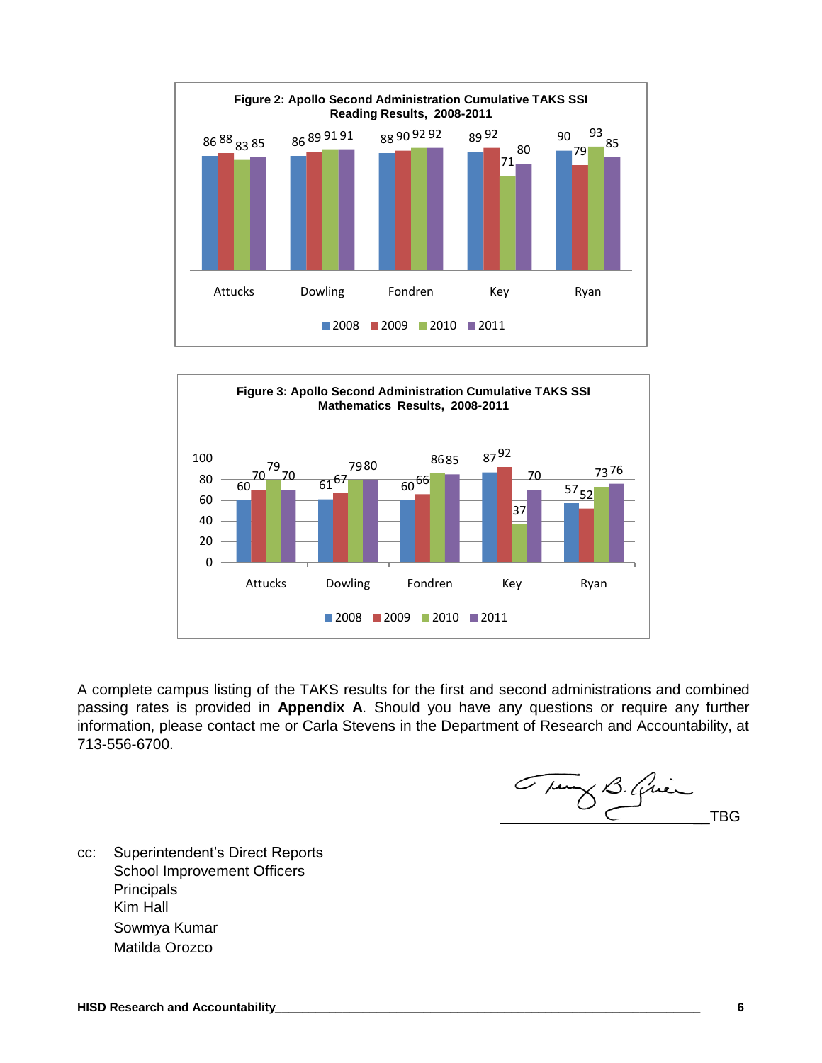**Figure 2: Apollo Second Administration Cumulative TAKS SSI Reading Results, 2008-2011**

| School | 2008 | 2009 | 2010 | 2011 |
|---|---|---|---|---|
| Attucks | 86 | 88 | 83 | 85 |
| Dowling | 86 | 89 | 91 | 91 |
| Fondren | 88 | 90 | 92 | 92 |
| Key | 89 | 92 | 71 | 80 |
| Ryan | 90 | 79 | 93 | 85 |

**Figure 3: Apollo Second Administration Cumulative TAKS SSI Mathematics Results, 2008-2011**

| School | 2008 | 2009 | 2010 | 2011 |
|---|---|---|---|---|
| Attucks | 60 | 70 | 79 | 70 |
| Dowling | 61 | 67 | 79 | 80 |
| Fondren | 60 | 66 | 86 | 85 |
| Key | 87 | 92 | 37 | 70 |
| Ryan | 57 | 52 | 73 | 76 |

A complete campus listing of the TAKS results for the first and second administrations and combined passing rates is provided in **Appendix A**. Should you have any questions or require any further information, please contact me or Carla Stevens in the Department of Research and Accountability, at 713-556-6700.

TBG

cc: Superintendent's Direct Reports
School Improvement Officers
Principals
Kim Hall
Sowmya Kumar
Matilda Orozco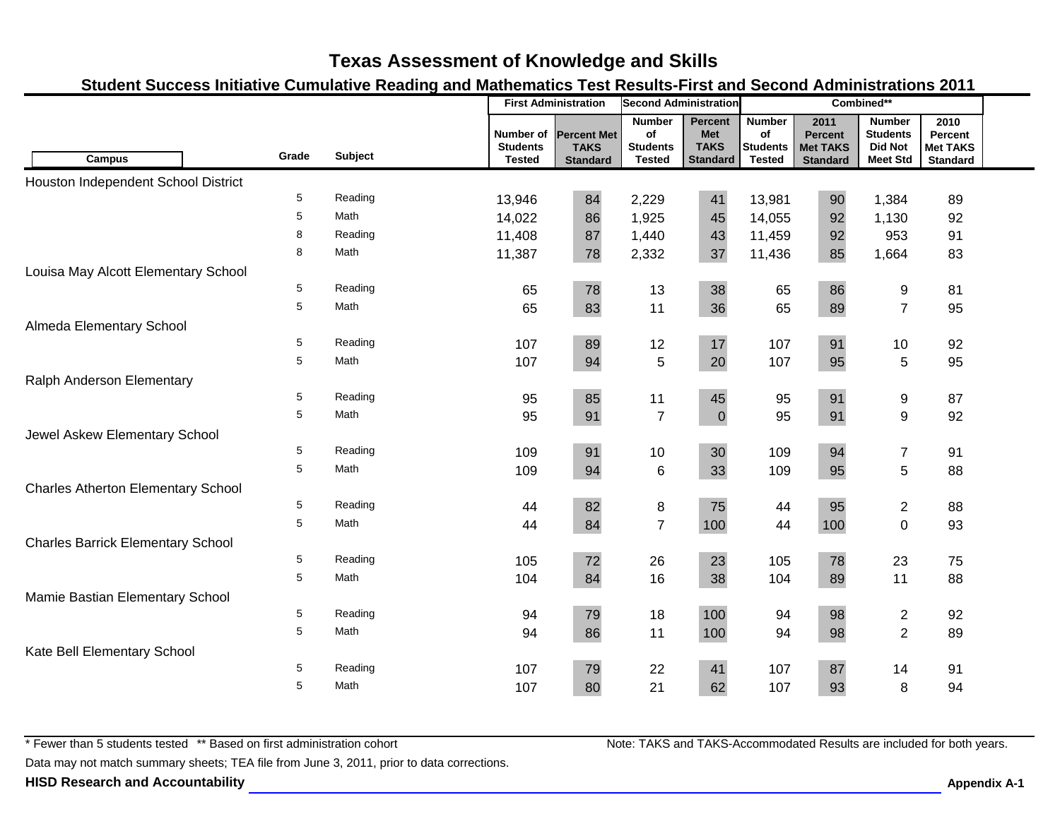# Texas Assessment of Knowledge and Skills

## Student Success Initiative Cumulative Reading and Mathematics Test Results-First and Second Administrations 2011

| Campus | Grade | Subject | First Administration | | Second Administration | | Combined** | | | |
|---|---|---|---|---|---|---|---|---|---|---|
| | | | Number of Students Tested | Percent Met TAKS Standard | Number of Students Tested | Percent Met TAKS Standard | Number of Students Tested | 2011 Percent Met TAKS Standard | Number Students Did Not Meet Std | 2010 Percent Met TAKS Standard |
| Houston Independent School District | | | | | | | | | | |
| | 5 | Reading | 13,946 | 84 | 2,229 | 41 | 13,981 | 90 | 1,384 | 89 |
| | 5 | Math | 14,022 | 86 | 1,925 | 45 | 14,055 | 92 | 1,130 | 92 |
| | 8 | Reading | 11,408 | 87 | 1,440 | 43 | 11,459 | 92 | 953 | 91 |
| | 8 | Math | 11,387 | 78 | 2,332 | 37 | 11,436 | 85 | 1,664 | 83 |
| Louisa May Alcott Elementary School | | | | | | | | | | |
| | 5 | Reading | 65 | 78 | 13 | 38 | 65 | 86 | 9 | 81 |
| | 5 | Math | 65 | 83 | 11 | 36 | 65 | 89 | 7 | 95 |
| Almeda Elementary School | | | | | | | | | | |
| | 5 | Reading | 107 | 89 | 12 | 17 | 107 | 91 | 10 | 92 |
| | 5 | Math | 107 | 94 | 5 | 20 | 107 | 95 | 5 | 95 |
| Ralph Anderson Elementary | | | | | | | | | | |
| | 5 | Reading | 95 | 85 | 11 | 45 | 95 | 91 | 9 | 87 |
| | 5 | Math | 95 | 91 | 7 | 0 | 95 | 91 | 9 | 92 |
| Jewel Askew Elementary School | | | | | | | | | | |
| | 5 | Reading | 109 | 91 | 10 | 30 | 109 | 94 | 7 | 91 |
| | 5 | Math | 109 | 94 | 6 | 33 | 109 | 95 | 5 | 88 |
| Charles Atherton Elementary School | | | | | | | | | | |
| | 5 | Reading | 44 | 82 | 8 | 75 | 44 | 95 | 2 | 88 |
| | 5 | Math | 44 | 84 | 7 | 100 | 44 | 100 | 0 | 93 |
| Charles Barrick Elementary School | | | | | | | | | | |
| | 5 | Reading | 105 | 72 | 26 | 23 | 105 | 78 | 23 | 75 |
| | 5 | Math | 104 | 84 | 16 | 38 | 104 | 89 | 11 | 88 |
| Mamie Bastian Elementary School | | | | | | | | | | |
| | 5 | Reading | 94 | 79 | 18 | 100 | 94 | 98 | 2 | 92 |
| | 5 | Math | 94 | 86 | 11 | 100 | 94 | 98 | 2 | 89 |
| Kate Bell Elementary School | | | | | | | | | | |
| | 5 | Reading | 107 | 79 | 22 | 41 | 107 | 87 | 14 | 91 |
| | 5 | Math | 107 | 80 | 21 | 62 | 107 | 93 | 8 | 94 |

* Fewer than 5 students tested ** Based on first administration cohort

Note: TAKS and TAKS-Accommodated Results are included for both years.

Data may not match summary sheets; TEA file from June 3, 2011, prior to data corrections.

**HISD Research and Accountability**

**Appendix A-1**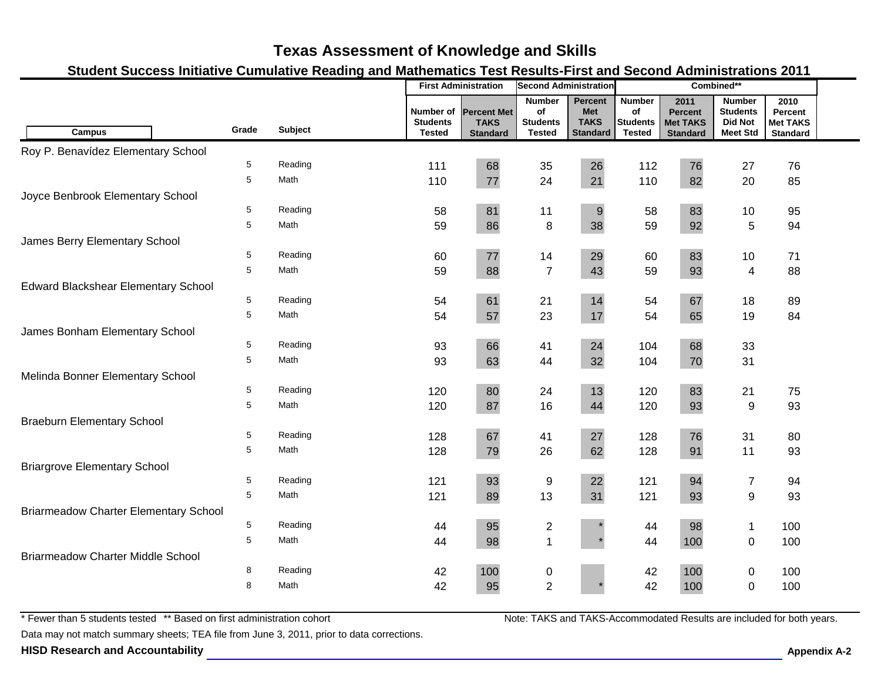# Texas Assessment of Knowledge and Skills

## Student Success Initiative Cumulative Reading and Mathematics Test Results-First and Second Administrations 2011

| Campus | Grade | Subject | First Administration | | Second Administration | | Combined** | | | |
|---|---|---|---|---|---|---|---|---|---|---|
| | | | Number of Students Tested | Percent Met TAKS Standard | Number of Students Tested | Percent Met TAKS Standard | Number of Students Tested | 2011 Percent Met TAKS Standard | Number Students Did Not Meet Std | 2010 Percent Met TAKS Standard |
| Roy P. Benavídez Elementary School | | | | | | | | | | |
| | 5 | Reading | 111 | 68 | 35 | 26 | 112 | 76 | 27 | 76 |
| | 5 | Math | 110 | 77 | 24 | 21 | 110 | 82 | 20 | 85 |
| Joyce Benbrook Elementary School | | | | | | | | | | |
| | 5 | Reading | 58 | 81 | 11 | 9 | 58 | 83 | 10 | 95 |
| | 5 | Math | 59 | 86 | 8 | 38 | 59 | 92 | 5 | 94 |
| James Berry Elementary School | | | | | | | | | | |
| | 5 | Reading | 60 | 77 | 14 | 29 | 60 | 83 | 10 | 71 |
| | 5 | Math | 59 | 88 | 7 | 43 | 59 | 93 | 4 | 88 |
| Edward Blackshear Elementary School | | | | | | | | | | |
| | 5 | Reading | 54 | 61 | 21 | 14 | 54 | 67 | 18 | 89 |
| | 5 | Math | 54 | 57 | 23 | 17 | 54 | 65 | 19 | 84 |
| James Bonham Elementary School | | | | | | | | | | |
| | 5 | Reading | 93 | 66 | 41 | 24 | 104 | 68 | 33 | |
| | 5 | Math | 93 | 63 | 44 | 32 | 104 | 70 | 31 | |
| Melinda Bonner Elementary School | | | | | | | | | | |
| | 5 | Reading | 120 | 80 | 24 | 13 | 120 | 83 | 21 | 75 |
| | 5 | Math | 120 | 87 | 16 | 44 | 120 | 93 | 9 | 93 |
| Braeburn Elementary School | | | | | | | | | | |
| | 5 | Reading | 128 | 67 | 41 | 27 | 128 | 76 | 31 | 80 |
| | 5 | Math | 128 | 79 | 26 | 62 | 128 | 91 | 11 | 93 |
| Briargrove Elementary School | | | | | | | | | | |
| | 5 | Reading | 121 | 93 | 9 | 22 | 121 | 94 | 7 | 94 |
| | 5 | Math | 121 | 89 | 13 | 31 | 121 | 93 | 9 | 93 |
| Briarmeadow Charter Elementary School | | | | | | | | | | |
| | 5 | Reading | 44 | 95 | 2 | * | 44 | 98 | 1 | 100 |
| | 5 | Math | 44 | 98 | 1 | * | 44 | 100 | 0 | 100 |
| Briarmeadow Charter Middle School | | | | | | | | | | |
| | 8 | Reading | 42 | 100 | 0 | | 42 | 100 | 0 | 100 |
| | 8 | Math | 42 | 95 | 2 | * | 42 | 100 | 0 | 100 |

* Fewer than 5 students tested ** Based on first administration cohort

Note: TAKS and TAKS-Accommodated Results are included for both years.

Data may not match summary sheets; TEA file from June 3, 2011, prior to data corrections.

**HISD Research and Accountability**

**Appendix A-2**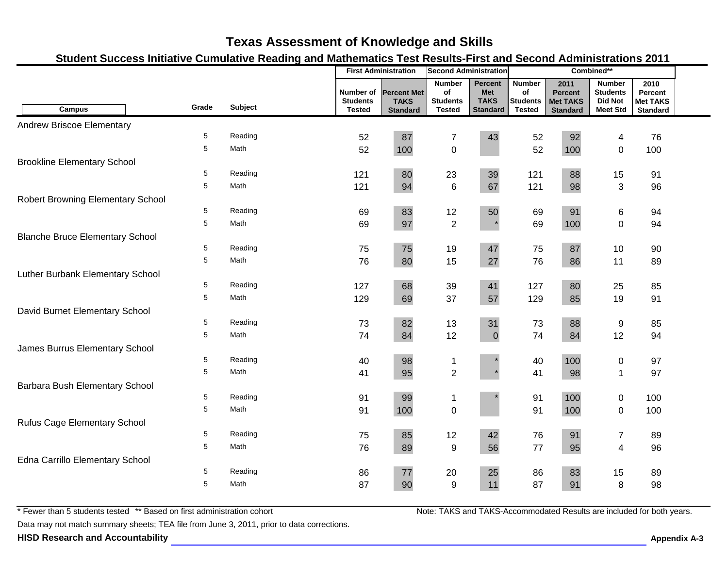# Texas Assessment of Knowledge and Skills

## Student Success Initiative Cumulative Reading and Mathematics Test Results-First and Second Administrations 2011

| Campus | Grade | Subject | First Administration | | Second Administration | | Combined** | | | |
|---|---|---|---|---|---|---|---|---|---|---|
| | | | Number of Students Tested | Percent Met TAKS Standard | Number of Students Tested | Percent Met TAKS Standard | Number of Students Tested | 2011 Percent Met TAKS Standard | Number Students Did Not Meet Std | 2010 Percent Met TAKS Standard |
| Andrew Briscoe Elementary | | | | | | | | | | |
| | 5 | Reading | 52 | 87 | 7 | 43 | 52 | 92 | 4 | 76 |
| | 5 | Math | 52 | 100 | 0 | | 52 | 100 | 0 | 100 |
| Brookline Elementary School | | | | | | | | | | |
| | 5 | Reading | 121 | 80 | 23 | 39 | 121 | 88 | 15 | 91 |
| | 5 | Math | 121 | 94 | 6 | 67 | 121 | 98 | 3 | 96 |
| Robert Browning Elementary School | | | | | | | | | | |
| | 5 | Reading | 69 | 83 | 12 | 50 | 69 | 91 | 6 | 94 |
| | 5 | Math | 69 | 97 | 2 | * | 69 | 100 | 0 | 94 |
| Blanche Bruce Elementary School | | | | | | | | | | |
| | 5 | Reading | 75 | 75 | 19 | 47 | 75 | 87 | 10 | 90 |
| | 5 | Math | 76 | 80 | 15 | 27 | 76 | 86 | 11 | 89 |
| Luther Burbank Elementary School | | | | | | | | | | |
| | 5 | Reading | 127 | 68 | 39 | 41 | 127 | 80 | 25 | 85 |
| | 5 | Math | 129 | 69 | 37 | 57 | 129 | 85 | 19 | 91 |
| David Burnet Elementary School | | | | | | | | | | |
| | 5 | Reading | 73 | 82 | 13 | 31 | 73 | 88 | 9 | 85 |
| | 5 | Math | 74 | 84 | 12 | 0 | 74 | 84 | 12 | 94 |
| James Burrus Elementary School | | | | | | | | | | |
| | 5 | Reading | 40 | 98 | 1 | * | 40 | 100 | 0 | 97 |
| | 5 | Math | 41 | 95 | 2 | * | 41 | 98 | 1 | 97 |
| Barbara Bush Elementary School | | | | | | | | | | |
| | 5 | Reading | 91 | 99 | 1 | * | 91 | 100 | 0 | 100 |
| | 5 | Math | 91 | 100 | 0 | | 91 | 100 | 0 | 100 |
| Rufus Cage Elementary School | | | | | | | | | | |
| | 5 | Reading | 75 | 85 | 12 | 42 | 76 | 91 | 7 | 89 |
| | 5 | Math | 76 | 89 | 9 | 56 | 77 | 95 | 4 | 96 |
| Edna Carrillo Elementary School | | | | | | | | | | |
| | 5 | Reading | 86 | 77 | 20 | 25 | 86 | 83 | 15 | 89 |
| | 5 | Math | 87 | 90 | 9 | 11 | 87 | 91 | 8 | 98 |

* Fewer than 5 students tested ** Based on first administration cohort

Note: TAKS and TAKS-Accommodated Results are included for both years.

Data may not match summary sheets; TEA file from June 3, 2011, prior to data corrections.

**HISD Research and Accountability** **Appendix A-3**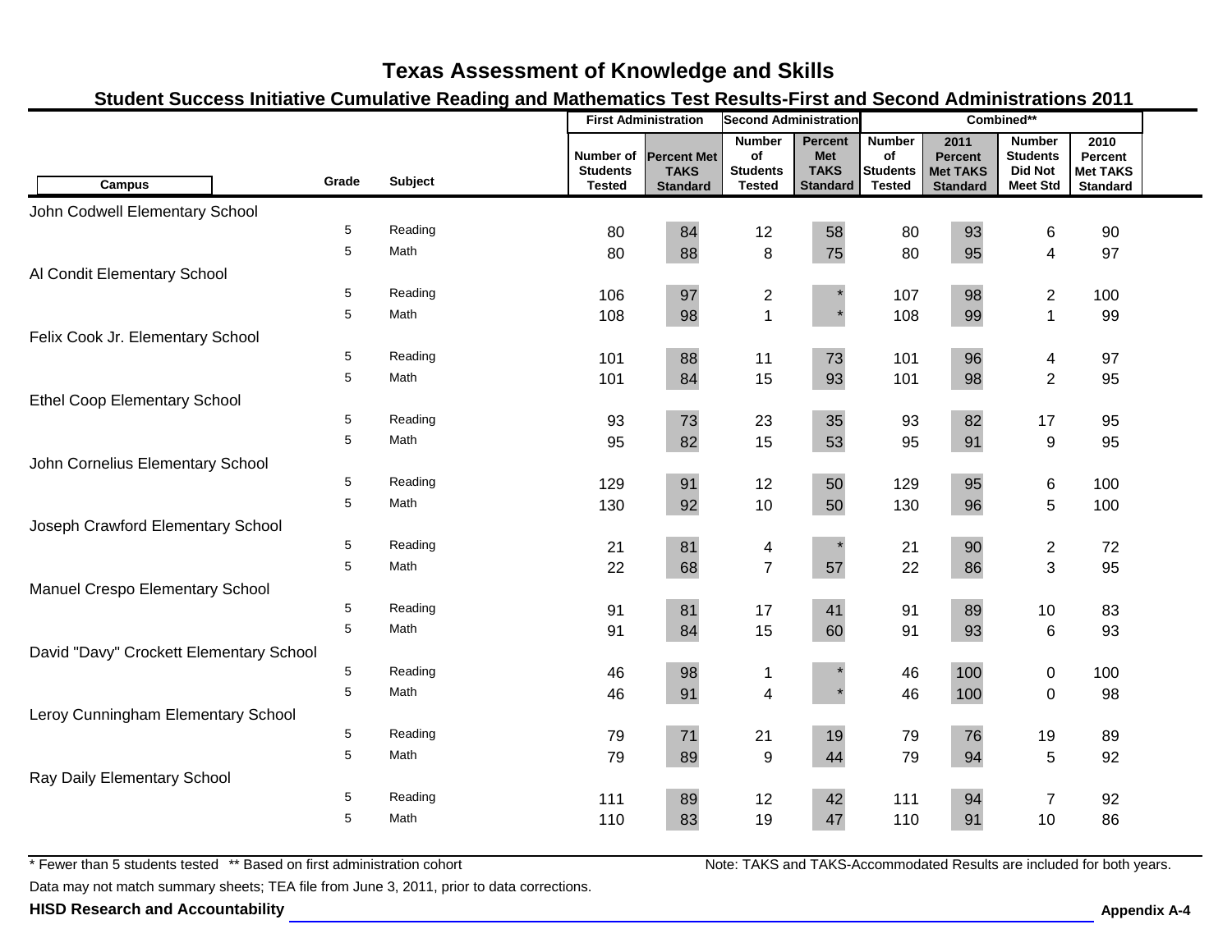# Texas Assessment of Knowledge and Skills

## Student Success Initiative Cumulative Reading and Mathematics Test Results-First and Second Administrations 2011

| Campus | Grade | Subject | First Administration | | Second Administration | | Combined** | | | |
|---|---|---|---|---|---|---|---|---|---|---|
| | | | Number of Students Tested | Percent Met TAKS Standard | Number of Students Tested | Percent Met TAKS Standard | Number of Students Tested | 2011 Percent Met TAKS Standard | Number Students Did Not Meet Std | 2010 Percent Met TAKS Standard |
| John Codwell Elementary School | | | | | | | | | | |
| | 5 | Reading | 80 | 84 | 12 | 58 | 80 | 93 | 6 | 90 |
| | 5 | Math | 80 | 88 | 8 | 75 | 80 | 95 | 4 | 97 |
| Al Condit Elementary School | | | | | | | | | | |
| | 5 | Reading | 106 | 97 | 2 | * | 107 | 98 | 2 | 100 |
| | 5 | Math | 108 | 98 | 1 | * | 108 | 99 | 1 | 99 |
| Felix Cook Jr. Elementary School | | | | | | | | | | |
| | 5 | Reading | 101 | 88 | 11 | 73 | 101 | 96 | 4 | 97 |
| | 5 | Math | 101 | 84 | 15 | 93 | 101 | 98 | 2 | 95 |
| Ethel Coop Elementary School | | | | | | | | | | |
| | 5 | Reading | 93 | 73 | 23 | 35 | 93 | 82 | 17 | 95 |
| | 5 | Math | 95 | 82 | 15 | 53 | 95 | 91 | 9 | 95 |
| John Cornelius Elementary School | | | | | | | | | | |
| | 5 | Reading | 129 | 91 | 12 | 50 | 129 | 95 | 6 | 100 |
| | 5 | Math | 130 | 92 | 10 | 50 | 130 | 96 | 5 | 100 |
| Joseph Crawford Elementary School | | | | | | | | | | |
| | 5 | Reading | 21 | 81 | 4 | * | 21 | 90 | 2 | 72 |
| | 5 | Math | 22 | 68 | 7 | 57 | 22 | 86 | 3 | 95 |
| Manuel Crespo Elementary School | | | | | | | | | | |
| | 5 | Reading | 91 | 81 | 17 | 41 | 91 | 89 | 10 | 83 |
| | 5 | Math | 91 | 84 | 15 | 60 | 91 | 93 | 6 | 93 |
| David "Davy" Crockett Elementary School | | | | | | | | | | |
| | 5 | Reading | 46 | 98 | 1 | * | 46 | 100 | 0 | 100 |
| | 5 | Math | 46 | 91 | 4 | * | 46 | 100 | 0 | 98 |
| Leroy Cunningham Elementary School | | | | | | | | | | |
| | 5 | Reading | 79 | 71 | 21 | 19 | 79 | 76 | 19 | 89 |
| | 5 | Math | 79 | 89 | 9 | 44 | 79 | 94 | 5 | 92 |
| Ray Daily Elementary School | | | | | | | | | | |
| | 5 | Reading | 111 | 89 | 12 | 42 | 111 | 94 | 7 | 92 |
| | 5 | Math | 110 | 83 | 19 | 47 | 110 | 91 | 10 | 86 |

* Fewer than 5 students tested ** Based on first administration cohort

Note: TAKS and TAKS-Accommodated Results are included for both years.

Data may not match summary sheets; TEA file from June 3, 2011, prior to data corrections.

**HISD Research and Accountability** **Appendix A-4**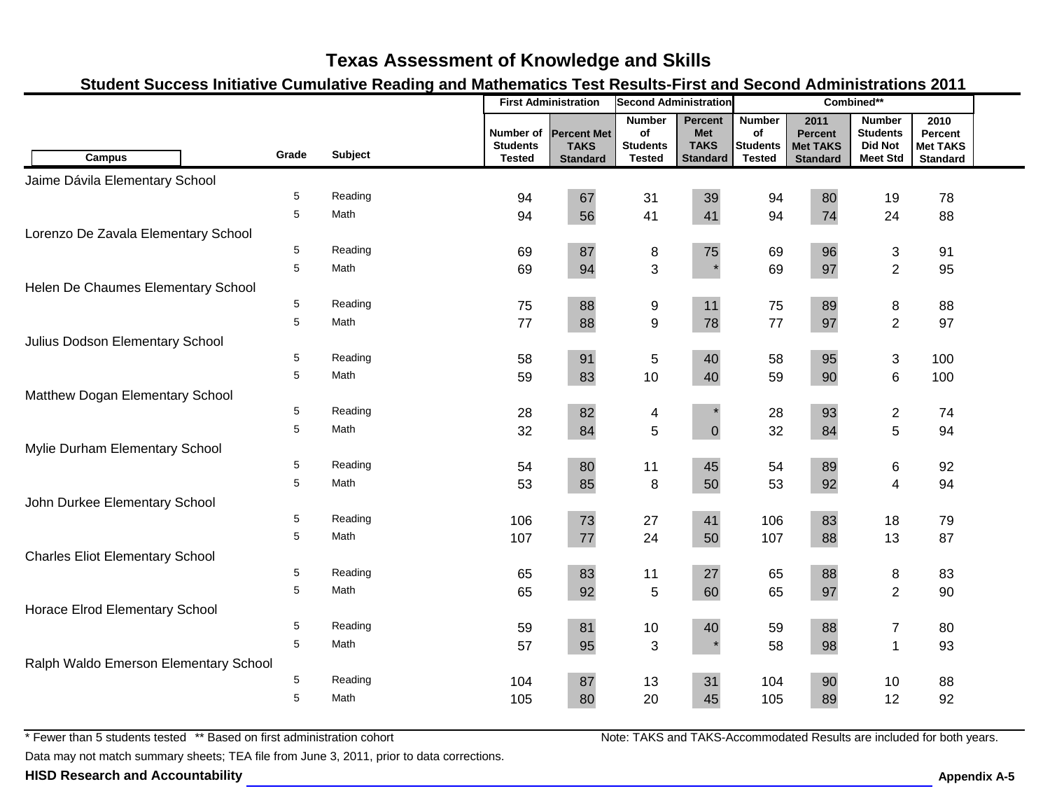# Texas Assessment of Knowledge and Skills

## Student Success Initiative Cumulative Reading and Mathematics Test Results-First and Second Administrations 2011

| Campus | Grade | Subject | First Administration | | Second Administration | | Combined** | | | |
|---|---|---|---|---|---|---|---|---|---|---|
| | | | Number of Students Tested | Percent Met TAKS Standard | Number of Students Tested | Percent Met TAKS Standard | Number of Students Tested | 2011 Percent Met TAKS Standard | Number Students Did Not Meet Std | 2010 Percent Met TAKS Standard |
| Jaime Dávila Elementary School | | | | | | | | | | |
| | 5 | Reading | 94 | 67 | 31 | 39 | 94 | 80 | 19 | 78 |
| | 5 | Math | 94 | 56 | 41 | 41 | 94 | 74 | 24 | 88 |
| Lorenzo De Zavala Elementary School | | | | | | | | | | |
| | 5 | Reading | 69 | 87 | 8 | 75 | 69 | 96 | 3 | 91 |
| | 5 | Math | 69 | 94 | 3 | * | 69 | 97 | 2 | 95 |
| Helen De Chaumes Elementary School | | | | | | | | | | |
| | 5 | Reading | 75 | 88 | 9 | 11 | 75 | 89 | 8 | 88 |
| | 5 | Math | 77 | 88 | 9 | 78 | 77 | 97 | 2 | 97 |
| Julius Dodson Elementary School | | | | | | | | | | |
| | 5 | Reading | 58 | 91 | 5 | 40 | 58 | 95 | 3 | 100 |
| | 5 | Math | 59 | 83 | 10 | 40 | 59 | 90 | 6 | 100 |
| Matthew Dogan Elementary School | | | | | | | | | | |
| | 5 | Reading | 28 | 82 | 4 | * | 28 | 93 | 2 | 74 |
| | 5 | Math | 32 | 84 | 5 | 0 | 32 | 84 | 5 | 94 |
| Mylie Durham Elementary School | | | | | | | | | | |
| | 5 | Reading | 54 | 80 | 11 | 45 | 54 | 89 | 6 | 92 |
| | 5 | Math | 53 | 85 | 8 | 50 | 53 | 92 | 4 | 94 |
| John Durkee Elementary School | | | | | | | | | | |
| | 5 | Reading | 106 | 73 | 27 | 41 | 106 | 83 | 18 | 79 |
| | 5 | Math | 107 | 77 | 24 | 50 | 107 | 88 | 13 | 87 |
| Charles Eliot Elementary School | | | | | | | | | | |
| | 5 | Reading | 65 | 83 | 11 | 27 | 65 | 88 | 8 | 83 |
| | 5 | Math | 65 | 92 | 5 | 60 | 65 | 97 | 2 | 90 |
| Horace Elrod Elementary School | | | | | | | | | | |
| | 5 | Reading | 59 | 81 | 10 | 40 | 59 | 88 | 7 | 80 |
| | 5 | Math | 57 | 95 | 3 | * | 58 | 98 | 1 | 93 |
| Ralph Waldo Emerson Elementary School | | | | | | | | | | |
| | 5 | Reading | 104 | 87 | 13 | 31 | 104 | 90 | 10 | 88 |
| | 5 | Math | 105 | 80 | 20 | 45 | 105 | 89 | 12 | 92 |

* Fewer than 5 students tested ** Based on first administration cohort

Note: TAKS and TAKS-Accommodated Results are included for both years.

Data may not match summary sheets; TEA file from June 3, 2011, prior to data corrections.

**HISD Research and Accountability**

**Appendix A-5**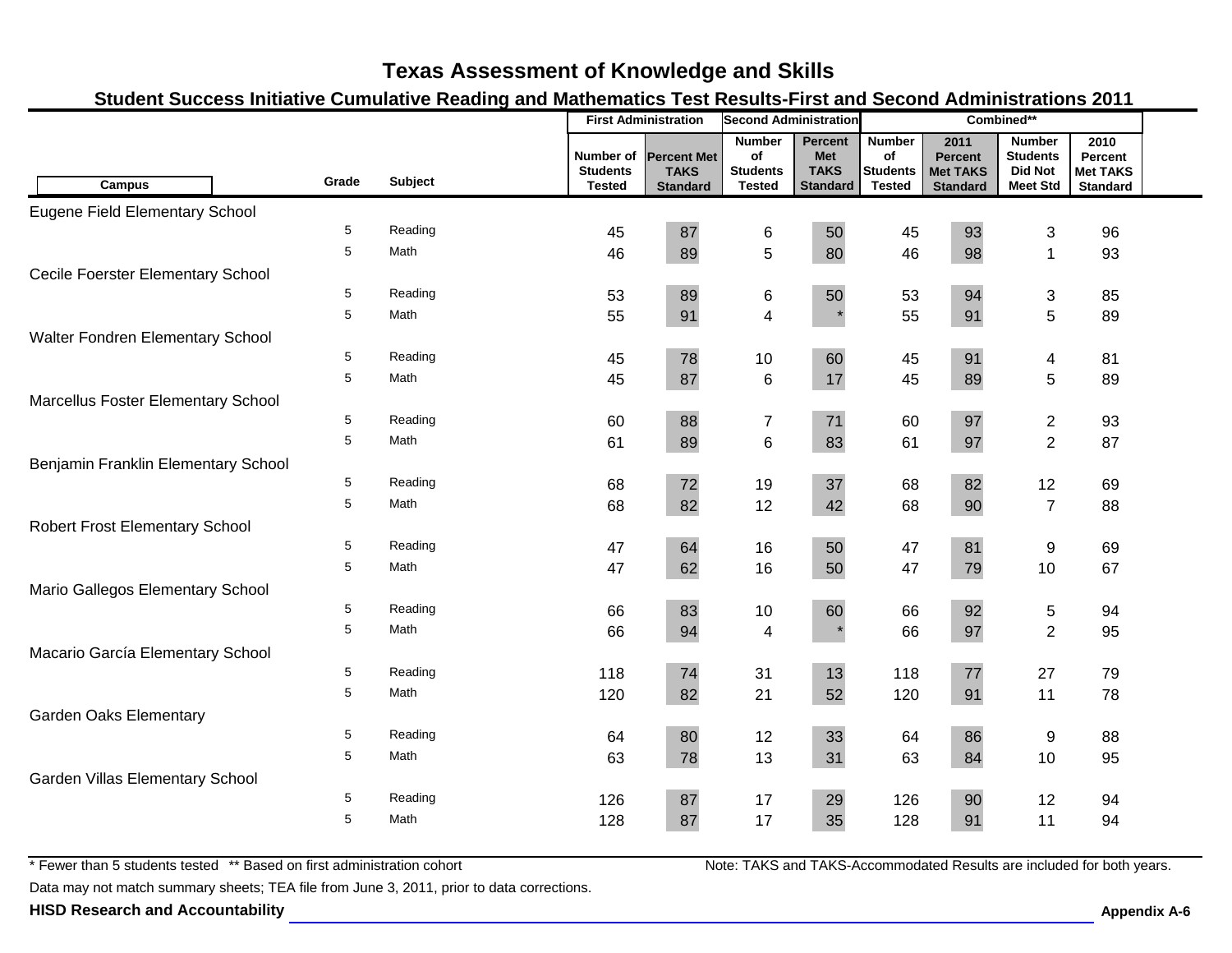# Texas Assessment of Knowledge and Skills

## Student Success Initiative Cumulative Reading and Mathematics Test Results-First and Second Administrations 2011

| Campus | Grade | Subject | First Administration | | Second Administration | | Combined** | | | |
|---|---|---|---|---|---|---|---|---|---|---|
| | | | Number of Students Tested | Percent Met TAKS Standard | Number of Students Tested | Percent Met TAKS Standard | Number of Students Tested | 2011 Percent Met TAKS Standard | Number Students Did Not Meet Std | 2010 Percent Met TAKS Standard |
| Eugene Field Elementary School | | | | | | | | | | |
| | 5 | Reading | 45 | 87 | 6 | 50 | 45 | 93 | 3 | 96 |
| | 5 | Math | 46 | 89 | 5 | 80 | 46 | 98 | 1 | 93 |
| Cecile Foerster Elementary School | | | | | | | | | | |
| | 5 | Reading | 53 | 89 | 6 | 50 | 53 | 94 | 3 | 85 |
| | 5 | Math | 55 | 91 | 4 | * | 55 | 91 | 5 | 89 |
| Walter Fondren Elementary School | | | | | | | | | | |
| | 5 | Reading | 45 | 78 | 10 | 60 | 45 | 91 | 4 | 81 |
| | 5 | Math | 45 | 87 | 6 | 17 | 45 | 89 | 5 | 89 |
| Marcellus Foster Elementary School | | | | | | | | | | |
| | 5 | Reading | 60 | 88 | 7 | 71 | 60 | 97 | 2 | 93 |
| | 5 | Math | 61 | 89 | 6 | 83 | 61 | 97 | 2 | 87 |
| Benjamin Franklin Elementary School | | | | | | | | | | |
| | 5 | Reading | 68 | 72 | 19 | 37 | 68 | 82 | 12 | 69 |
| | 5 | Math | 68 | 82 | 12 | 42 | 68 | 90 | 7 | 88 |
| Robert Frost Elementary School | | | | | | | | | | |
| | 5 | Reading | 47 | 64 | 16 | 50 | 47 | 81 | 9 | 69 |
| | 5 | Math | 47 | 62 | 16 | 50 | 47 | 79 | 10 | 67 |
| Mario Gallegos Elementary School | | | | | | | | | | |
| | 5 | Reading | 66 | 83 | 10 | 60 | 66 | 92 | 5 | 94 |
| | 5 | Math | 66 | 94 | 4 | * | 66 | 97 | 2 | 95 |
| Macario García Elementary School | | | | | | | | | | |
| | 5 | Reading | 118 | 74 | 31 | 13 | 118 | 77 | 27 | 79 |
| | 5 | Math | 120 | 82 | 21 | 52 | 120 | 91 | 11 | 78 |
| Garden Oaks Elementary | | | | | | | | | | |
| | 5 | Reading | 64 | 80 | 12 | 33 | 64 | 86 | 9 | 88 |
| | 5 | Math | 63 | 78 | 13 | 31 | 63 | 84 | 10 | 95 |
| Garden Villas Elementary School | | | | | | | | | | |
| | 5 | Reading | 126 | 87 | 17 | 29 | 126 | 90 | 12 | 94 |
| | 5 | Math | 128 | 87 | 17 | 35 | 128 | 91 | 11 | 94 |

* Fewer than 5 students tested ** Based on first administration cohort

Note: TAKS and TAKS-Accommodated Results are included for both years.

Data may not match summary sheets; TEA file from June 3, 2011, prior to data corrections.

**HISD Research and Accountability**

**Appendix A-6**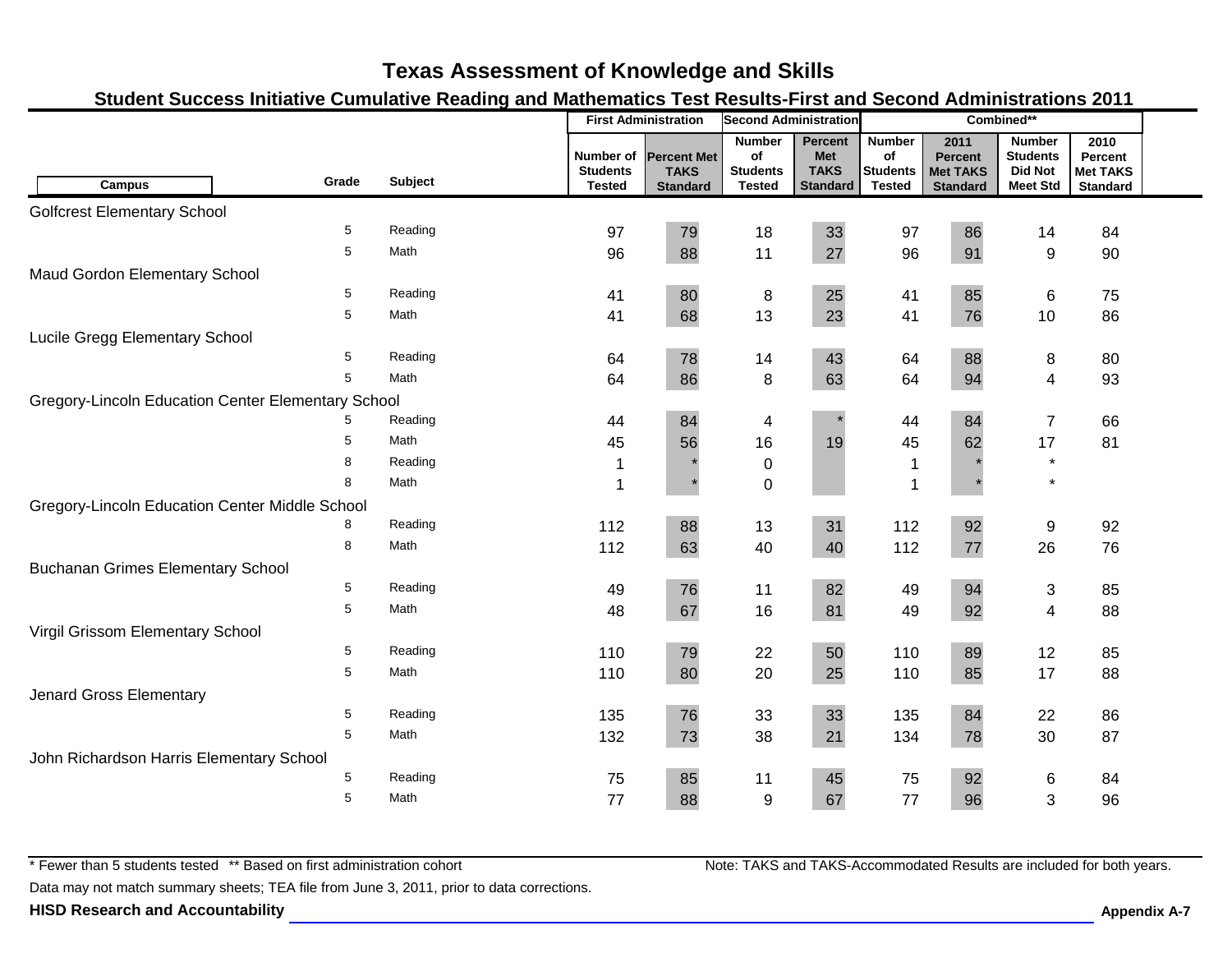# Texas Assessment of Knowledge and Skills

## Student Success Initiative Cumulative Reading and Mathematics Test Results-First and Second Administrations 2011

| Campus | Grade | Subject | First Administration | | Second Administration | | Combined** | | | |
|---|---|---|---|---|---|---|---|---|---|---|
| | | | Number of Students Tested | Percent Met TAKS Standard | Number of Students Tested | Percent Met TAKS Standard | Number of Students Tested | 2011 Percent Met TAKS Standard | Number Students Did Not Meet Std | 2010 Percent Met TAKS Standard |
| **Golfcrest Elementary School** | | | | | | | | | | |
| | 5 | Reading | 97 | 79 | 18 | 33 | 97 | 86 | 14 | 84 |
| | 5 | Math | 96 | 88 | 11 | 27 | 96 | 91 | 9 | 90 |
| **Maud Gordon Elementary School** | | | | | | | | | | |
| | 5 | Reading | 41 | 80 | 8 | 25 | 41 | 85 | 6 | 75 |
| | 5 | Math | 41 | 68 | 13 | 23 | 41 | 76 | 10 | 86 |
| **Lucile Gregg Elementary School** | | | | | | | | | | |
| | 5 | Reading | 64 | 78 | 14 | 43 | 64 | 88 | 8 | 80 |
| | 5 | Math | 64 | 86 | 8 | 63 | 64 | 94 | 4 | 93 |
| **Gregory-Lincoln Education Center Elementary School** | | | | | | | | | | |
| | 5 | Reading | 44 | 84 | 4 | * | 44 | 84 | 7 | 66 |
| | 5 | Math | 45 | 56 | 16 | 19 | 45 | 62 | 17 | 81 |
| | 8 | Reading | 1 | * | 0 | | 1 | * | * | |
| | 8 | Math | 1 | * | 0 | | 1 | * | * | |
| **Gregory-Lincoln Education Center Middle School** | | | | | | | | | | |
| | 8 | Reading | 112 | 88 | 13 | 31 | 112 | 92 | 9 | 92 |
| | 8 | Math | 112 | 63 | 40 | 40 | 112 | 77 | 26 | 76 |
| **Buchanan Grimes Elementary School** | | | | | | | | | | |
| | 5 | Reading | 49 | 76 | 11 | 82 | 49 | 94 | 3 | 85 |
| | 5 | Math | 48 | 67 | 16 | 81 | 49 | 92 | 4 | 88 |
| **Virgil Grissom Elementary School** | | | | | | | | | | |
| | 5 | Reading | 110 | 79 | 22 | 50 | 110 | 89 | 12 | 85 |
| | 5 | Math | 110 | 80 | 20 | 25 | 110 | 85 | 17 | 88 |
| **Jenard Gross Elementary** | | | | | | | | | | |
| | 5 | Reading | 135 | 76 | 33 | 33 | 135 | 84 | 22 | 86 |
| | 5 | Math | 132 | 73 | 38 | 21 | 134 | 78 | 30 | 87 |
| **John Richardson Harris Elementary School** | | | | | | | | | | |
| | 5 | Reading | 75 | 85 | 11 | 45 | 75 | 92 | 6 | 84 |
| | 5 | Math | 77 | 88 | 9 | 67 | 77 | 96 | 3 | 96 |

* Fewer than 5 students tested ** Based on first administration cohort

Note: TAKS and TAKS-Accommodated Results are included for both years.

Data may not match summary sheets; TEA file from June 3, 2011, prior to data corrections.

**HISD Research and Accountability** **Appendix A-7**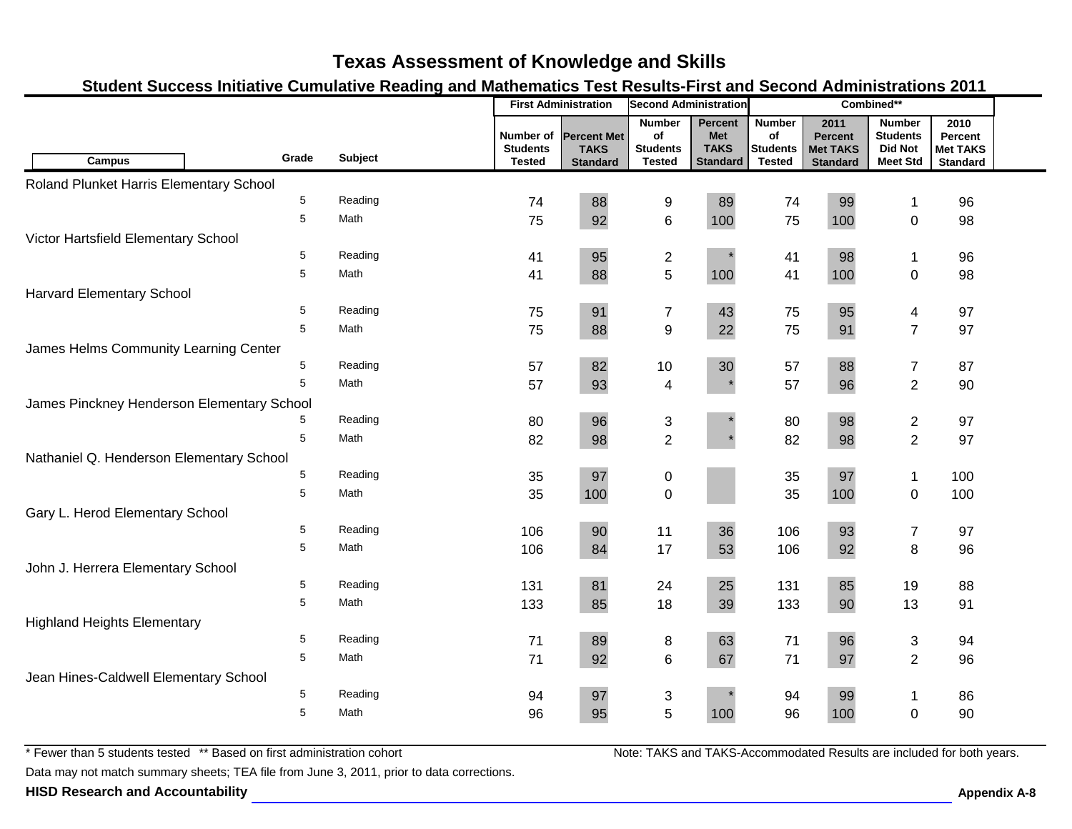# Texas Assessment of Knowledge and Skills

## Student Success Initiative Cumulative Reading and Mathematics Test Results-First and Second Administrations 2011

| Campus | Grade | Subject | First Administration | | Second Administration | | Combined** | | | |
|---|---|---|---|---|---|---|---|---|---|---|
| | | | Number of Students Tested | Percent Met TAKS Standard | Number of Students Tested | Percent Met TAKS Standard | Number of Students Tested | 2011 Percent Met TAKS Standard | Number Students Did Not Meet Std | 2010 Percent Met TAKS Standard |
| Roland Plunket Harris Elementary School | | | | | | | | | | |
| | 5 | Reading | 74 | 88 | 9 | 89 | 74 | 99 | 1 | 96 |
| | 5 | Math | 75 | 92 | 6 | 100 | 75 | 100 | 0 | 98 |
| Victor Hartsfield Elementary School | | | | | | | | | | |
| | 5 | Reading | 41 | 95 | 2 | * | 41 | 98 | 1 | 96 |
| | 5 | Math | 41 | 88 | 5 | 100 | 41 | 100 | 0 | 98 |
| Harvard Elementary School | | | | | | | | | | |
| | 5 | Reading | 75 | 91 | 7 | 43 | 75 | 95 | 4 | 97 |
| | 5 | Math | 75 | 88 | 9 | 22 | 75 | 91 | 7 | 97 |
| James Helms Community Learning Center | | | | | | | | | | |
| | 5 | Reading | 57 | 82 | 10 | 30 | 57 | 88 | 7 | 87 |
| | 5 | Math | 57 | 93 | 4 | * | 57 | 96 | 2 | 90 |
| James Pinckney Henderson Elementary School | | | | | | | | | | |
| | 5 | Reading | 80 | 96 | 3 | * | 80 | 98 | 2 | 97 |
| | 5 | Math | 82 | 98 | 2 | * | 82 | 98 | 2 | 97 |
| Nathaniel Q. Henderson Elementary School | | | | | | | | | | |
| | 5 | Reading | 35 | 97 | 0 | | 35 | 97 | 1 | 100 |
| | 5 | Math | 35 | 100 | 0 | | 35 | 100 | 0 | 100 |
| Gary L. Herod Elementary School | | | | | | | | | | |
| | 5 | Reading | 106 | 90 | 11 | 36 | 106 | 93 | 7 | 97 |
| | 5 | Math | 106 | 84 | 17 | 53 | 106 | 92 | 8 | 96 |
| John J. Herrera Elementary School | | | | | | | | | | |
| | 5 | Reading | 131 | 81 | 24 | 25 | 131 | 85 | 19 | 88 |
| | 5 | Math | 133 | 85 | 18 | 39 | 133 | 90 | 13 | 91 |
| Highland Heights Elementary | | | | | | | | | | |
| | 5 | Reading | 71 | 89 | 8 | 63 | 71 | 96 | 3 | 94 |
| | 5 | Math | 71 | 92 | 6 | 67 | 71 | 97 | 2 | 96 |
| Jean Hines-Caldwell Elementary School | | | | | | | | | | |
| | 5 | Reading | 94 | 97 | 3 | * | 94 | 99 | 1 | 86 |
| | 5 | Math | 96 | 95 | 5 | 100 | 96 | 100 | 0 | 90 |

* Fewer than 5 students tested ** Based on first administration cohort

Note: TAKS and TAKS-Accommodated Results are included for both years.

Data may not match summary sheets; TEA file from June 3, 2011, prior to data corrections.

**HISD Research and Accountability**

**Appendix A-8**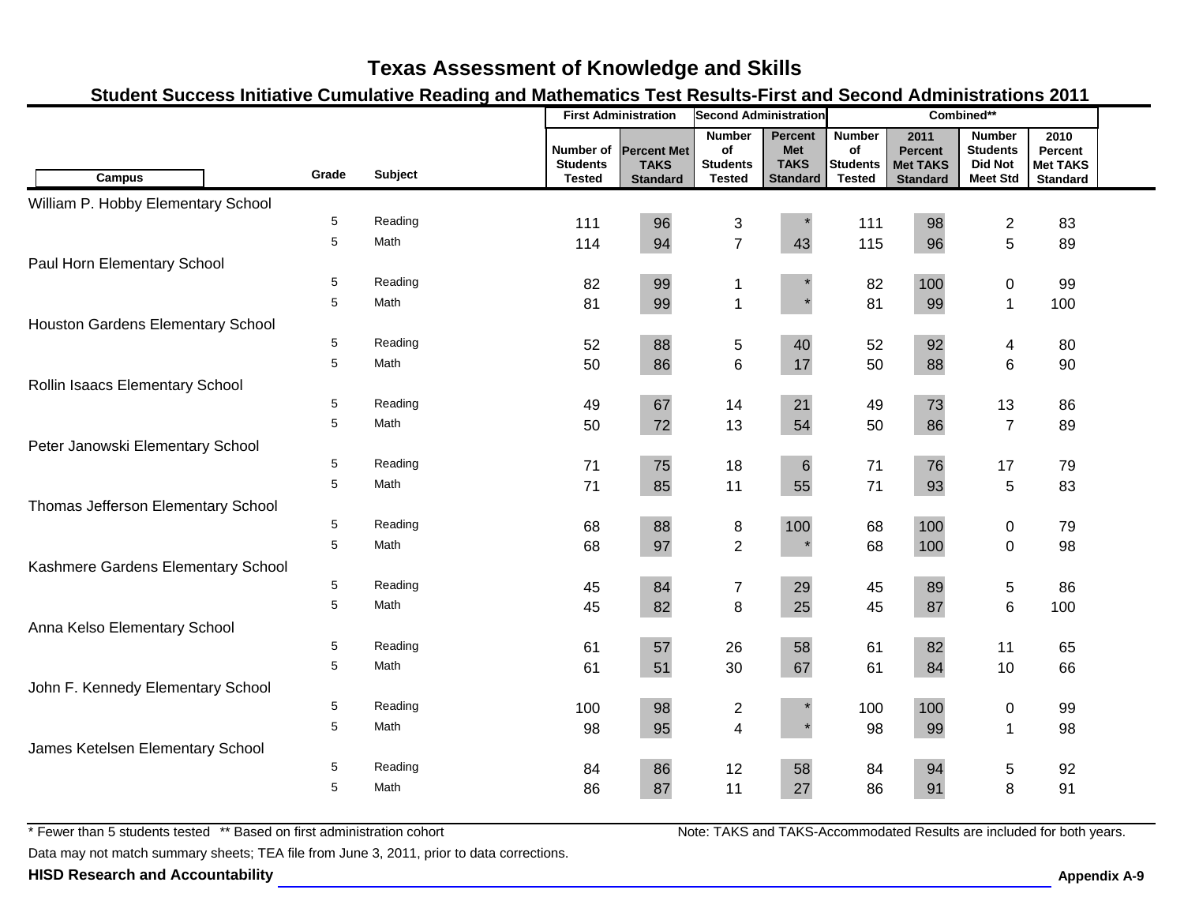# Texas Assessment of Knowledge and Skills

## Student Success Initiative Cumulative Reading and Mathematics Test Results-First and Second Administrations 2011

| Campus | Grade | Subject | First Administration | | Second Administration | | Combined** | | | |
|---|---|---|---|---|---|---|---|---|---|---|
| | | | Number of Students Tested | Percent Met TAKS Standard | Number of Students Tested | Percent Met TAKS Standard | Number of Students Tested | 2011 Percent Met TAKS Standard | Number Students Did Not Meet Std | 2010 Percent Met TAKS Standard |
| William P. Hobby Elementary School | | | | | | | | | | |
| | 5 | Reading | 111 | 96 | 3 | * | 111 | 98 | 2 | 83 |
| | 5 | Math | 114 | 94 | 7 | 43 | 115 | 96 | 5 | 89 |
| Paul Horn Elementary School | | | | | | | | | | |
| | 5 | Reading | 82 | 99 | 1 | * | 82 | 100 | 0 | 99 |
| | 5 | Math | 81 | 99 | 1 | * | 81 | 99 | 1 | 100 |
| Houston Gardens Elementary School | | | | | | | | | | |
| | 5 | Reading | 52 | 88 | 5 | 40 | 52 | 92 | 4 | 80 |
| | 5 | Math | 50 | 86 | 6 | 17 | 50 | 88 | 6 | 90 |
| Rollin Isaacs Elementary School | | | | | | | | | | |
| | 5 | Reading | 49 | 67 | 14 | 21 | 49 | 73 | 13 | 86 |
| | 5 | Math | 50 | 72 | 13 | 54 | 50 | 86 | 7 | 89 |
| Peter Janowski Elementary School | | | | | | | | | | |
| | 5 | Reading | 71 | 75 | 18 | 6 | 71 | 76 | 17 | 79 |
| | 5 | Math | 71 | 85 | 11 | 55 | 71 | 93 | 5 | 83 |
| Thomas Jefferson Elementary School | | | | | | | | | | |
| | 5 | Reading | 68 | 88 | 8 | 100 | 68 | 100 | 0 | 79 |
| | 5 | Math | 68 | 97 | 2 | * | 68 | 100 | 0 | 98 |
| Kashmere Gardens Elementary School | | | | | | | | | | |
| | 5 | Reading | 45 | 84 | 7 | 29 | 45 | 89 | 5 | 86 |
| | 5 | Math | 45 | 82 | 8 | 25 | 45 | 87 | 6 | 100 |
| Anna Kelso Elementary School | | | | | | | | | | |
| | 5 | Reading | 61 | 57 | 26 | 58 | 61 | 82 | 11 | 65 |
| | 5 | Math | 61 | 51 | 30 | 67 | 61 | 84 | 10 | 66 |
| John F. Kennedy Elementary School | | | | | | | | | | |
| | 5 | Reading | 100 | 98 | 2 | * | 100 | 100 | 0 | 99 |
| | 5 | Math | 98 | 95 | 4 | * | 98 | 99 | 1 | 98 |
| James Ketelsen Elementary School | | | | | | | | | | |
| | 5 | Reading | 84 | 86 | 12 | 58 | 84 | 94 | 5 | 92 |
| | 5 | Math | 86 | 87 | 11 | 27 | 86 | 91 | 8 | 91 |

* Fewer than 5 students tested ** Based on first administration cohort

Note: TAKS and TAKS-Accommodated Results are included for both years.

Data may not match summary sheets; TEA file from June 3, 2011, prior to data corrections.

**HISD Research and Accountability** **Appendix A-9**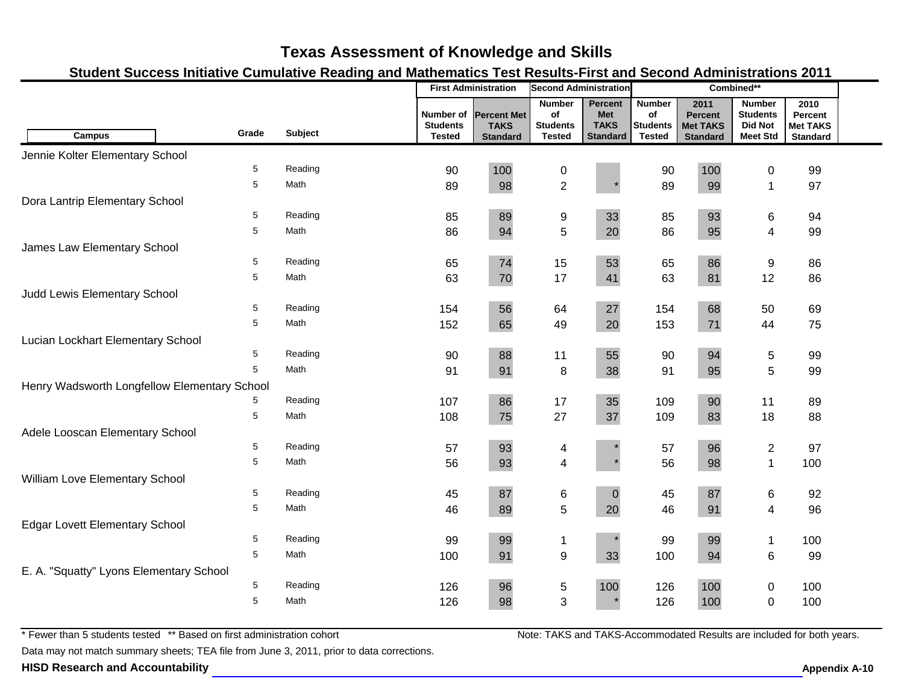# Texas Assessment of Knowledge and Skills

## Student Success Initiative Cumulative Reading and Mathematics Test Results-First and Second Administrations 2011

| Campus | Grade | Subject | First Administration | | Second Administration | | Combined** | | | |
|---|---|---|---|---|---|---|---|---|---|---|
| | | | Number of Students Tested | Percent Met TAKS Standard | Number of Students Tested | Percent Met TAKS Standard | Number of Students Tested | 2011 Percent Met TAKS Standard | Number Students Did Not Meet Std | 2010 Percent Met TAKS Standard |
| Jennie Kolter Elementary School | | | | | | | | | | |
| | 5 | Reading | 90 | 100 | 0 | | 90 | 100 | 0 | 99 |
| | 5 | Math | 89 | 98 | 2 | * | 89 | 99 | 1 | 97 |
| Dora Lantrip Elementary School | | | | | | | | | | |
| | 5 | Reading | 85 | 89 | 9 | 33 | 85 | 93 | 6 | 94 |
| | 5 | Math | 86 | 94 | 5 | 20 | 86 | 95 | 4 | 99 |
| James Law Elementary School | | | | | | | | | | |
| | 5 | Reading | 65 | 74 | 15 | 53 | 65 | 86 | 9 | 86 |
| | 5 | Math | 63 | 70 | 17 | 41 | 63 | 81 | 12 | 86 |
| Judd Lewis Elementary School | | | | | | | | | | |
| | 5 | Reading | 154 | 56 | 64 | 27 | 154 | 68 | 50 | 69 |
| | 5 | Math | 152 | 65 | 49 | 20 | 153 | 71 | 44 | 75 |
| Lucian Lockhart Elementary School | | | | | | | | | | |
| | 5 | Reading | 90 | 88 | 11 | 55 | 90 | 94 | 5 | 99 |
| | 5 | Math | 91 | 91 | 8 | 38 | 91 | 95 | 5 | 99 |
| Henry Wadsworth Longfellow Elementary School | | | | | | | | | | |
| | 5 | Reading | 107 | 86 | 17 | 35 | 109 | 90 | 11 | 89 |
| | 5 | Math | 108 | 75 | 27 | 37 | 109 | 83 | 18 | 88 |
| Adele Looscan Elementary School | | | | | | | | | | |
| | 5 | Reading | 57 | 93 | 4 | * | 57 | 96 | 2 | 97 |
| | 5 | Math | 56 | 93 | 4 | * | 56 | 98 | 1 | 100 |
| William Love Elementary School | | | | | | | | | | |
| | 5 | Reading | 45 | 87 | 6 | 0 | 45 | 87 | 6 | 92 |
| | 5 | Math | 46 | 89 | 5 | 20 | 46 | 91 | 4 | 96 |
| Edgar Lovett Elementary School | | | | | | | | | | |
| | 5 | Reading | 99 | 99 | 1 | * | 99 | 99 | 1 | 100 |
| | 5 | Math | 100 | 91 | 9 | 33 | 100 | 94 | 6 | 99 |
| E. A. "Squatty" Lyons Elementary School | | | | | | | | | | |
| | 5 | Reading | 126 | 96 | 5 | 100 | 126 | 100 | 0 | 100 |
| | 5 | Math | 126 | 98 | 3 | * | 126 | 100 | 0 | 100 |

* Fewer than 5 students tested ** Based on first administration cohort

Note: TAKS and TAKS-Accommodated Results are included for both years.

Data may not match summary sheets; TEA file from June 3, 2011, prior to data corrections.

**HISD Research and Accountability**

**Appendix A-10**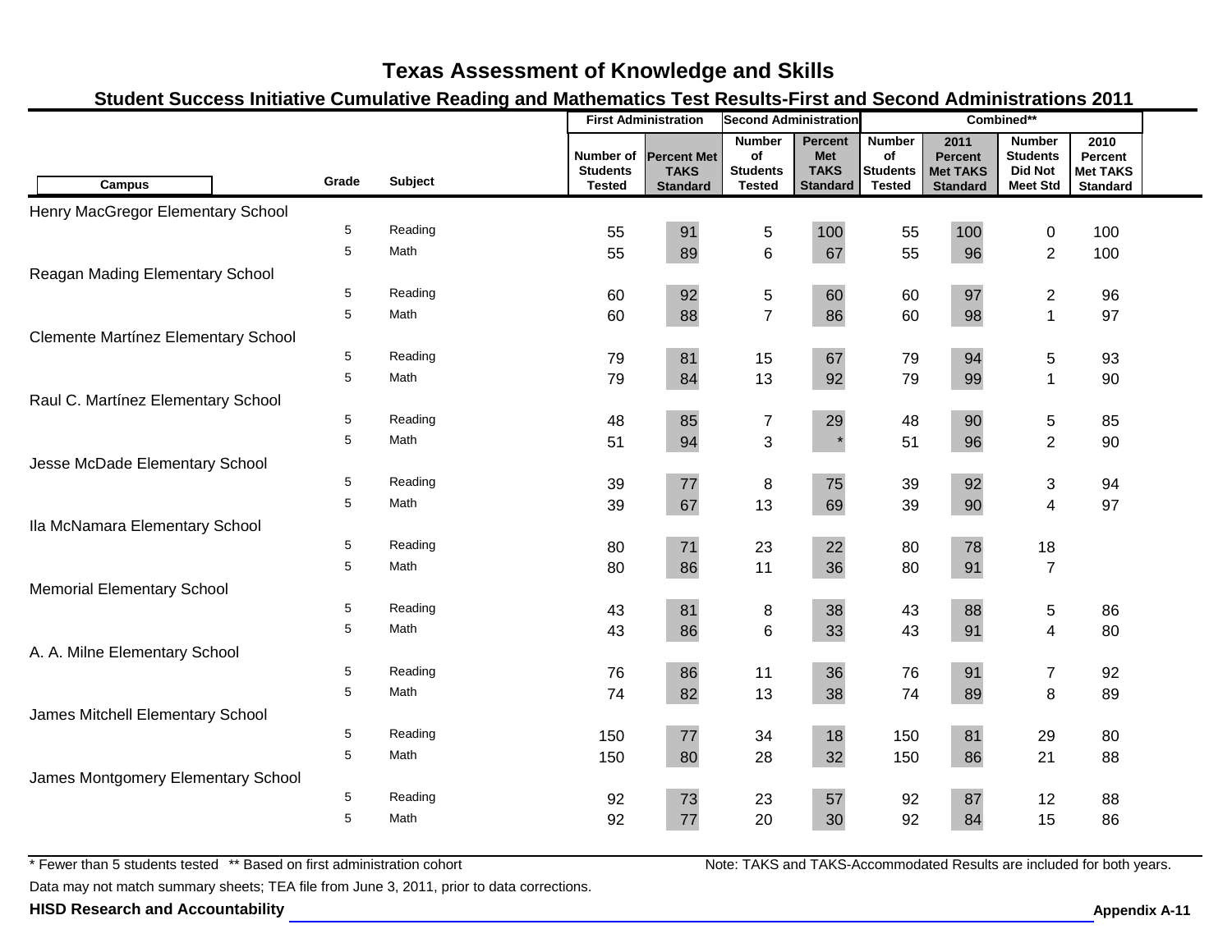# Texas Assessment of Knowledge and Skills

## Student Success Initiative Cumulative Reading and Mathematics Test Results-First and Second Administrations 2011

| Campus | Grade | Subject | First Administration | | Second Administration | | Combined** | | | |
|---|---|---|---|---|---|---|---|---|---|---|
| | | | Number of Students Tested | Percent Met TAKS Standard | Number of Students Tested | Percent Met TAKS Standard | Number of Students Tested | 2011 Percent Met TAKS Standard | Number Students Did Not Meet Std | 2010 Percent Met TAKS Standard |
| **Henry MacGregor Elementary School** | | | | | | | | | | |
| | 5 | Reading | 55 | 91 | 5 | 100 | 55 | 100 | 0 | 100 |
| | 5 | Math | 55 | 89 | 6 | 67 | 55 | 96 | 2 | 100 |
| **Reagan Mading Elementary School** | | | | | | | | | | |
| | 5 | Reading | 60 | 92 | 5 | 60 | 60 | 97 | 2 | 96 |
| | 5 | Math | 60 | 88 | 7 | 86 | 60 | 98 | 1 | 97 |
| **Clemente Martínez Elementary School** | | | | | | | | | | |
| | 5 | Reading | 79 | 81 | 15 | 67 | 79 | 94 | 5 | 93 |
| | 5 | Math | 79 | 84 | 13 | 92 | 79 | 99 | 1 | 90 |
| **Raul C. Martínez Elementary School** | | | | | | | | | | |
| | 5 | Reading | 48 | 85 | 7 | 29 | 48 | 90 | 5 | 85 |
| | 5 | Math | 51 | 94 | 3 | * | 51 | 96 | 2 | 90 |
| **Jesse McDade Elementary School** | | | | | | | | | | |
| | 5 | Reading | 39 | 77 | 8 | 75 | 39 | 92 | 3 | 94 |
| | 5 | Math | 39 | 67 | 13 | 69 | 39 | 90 | 4 | 97 |
| **Ila McNamara Elementary School** | | | | | | | | | | |
| | 5 | Reading | 80 | 71 | 23 | 22 | 80 | 78 | 18 | |
| | 5 | Math | 80 | 86 | 11 | 36 | 80 | 91 | 7 | |
| **Memorial Elementary School** | | | | | | | | | | |
| | 5 | Reading | 43 | 81 | 8 | 38 | 43 | 88 | 5 | 86 |
| | 5 | Math | 43 | 86 | 6 | 33 | 43 | 91 | 4 | 80 |
| **A. A. Milne Elementary School** | | | | | | | | | | |
| | 5 | Reading | 76 | 86 | 11 | 36 | 76 | 91 | 7 | 92 |
| | 5 | Math | 74 | 82 | 13 | 38 | 74 | 89 | 8 | 89 |
| **James Mitchell Elementary School** | | | | | | | | | | |
| | 5 | Reading | 150 | 77 | 34 | 18 | 150 | 81 | 29 | 80 |
| | 5 | Math | 150 | 80 | 28 | 32 | 150 | 86 | 21 | 88 |
| **James Montgomery Elementary School** | | | | | | | | | | |
| | 5 | Reading | 92 | 73 | 23 | 57 | 92 | 87 | 12 | 88 |
| | 5 | Math | 92 | 77 | 20 | 30 | 92 | 84 | 15 | 86 |

* Fewer than 5 students tested ** Based on first administration cohort

Note: TAKS and TAKS-Accommodated Results are included for both years.

Data may not match summary sheets; TEA file from June 3, 2011, prior to data corrections.

**HISD Research and Accountability**

**Appendix A-11**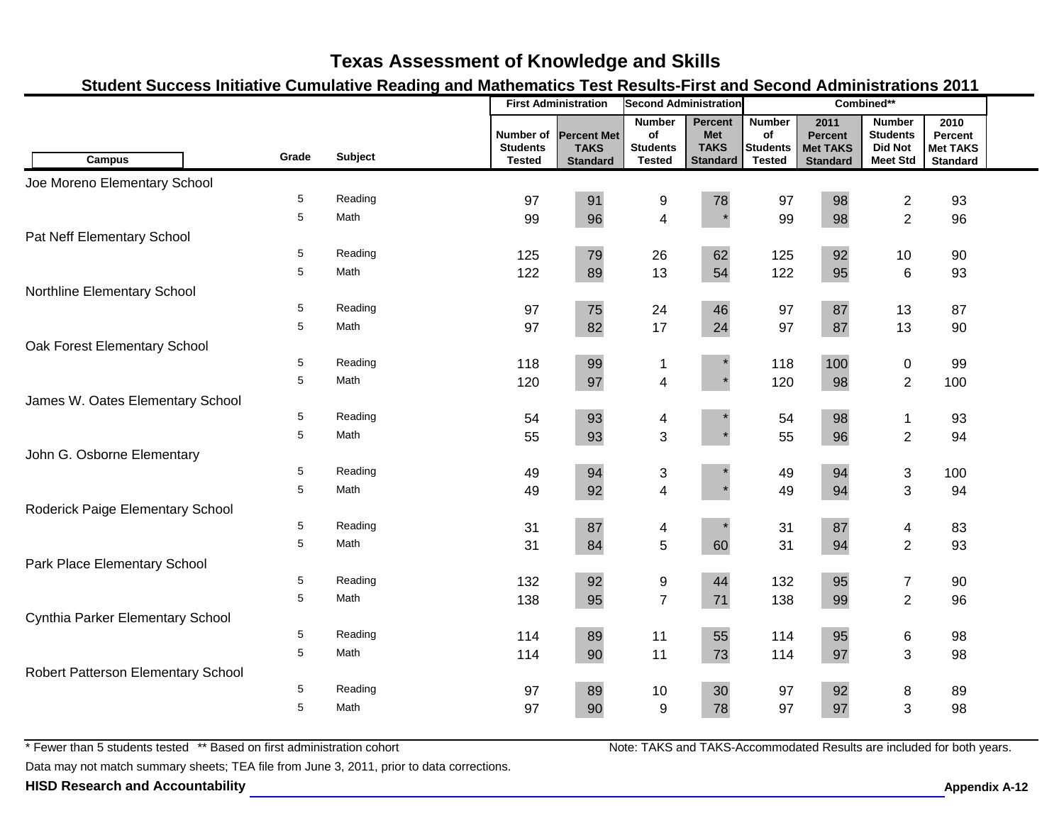# Texas Assessment of Knowledge and Skills

## Student Success Initiative Cumulative Reading and Mathematics Test Results-First and Second Administrations 2011

| Campus | Grade | Subject | First Administration | | Second Administration | | Combined** | | | |
|---|---|---|---|---|---|---|---|---|---|---|
| | | | Number of Students Tested | Percent Met TAKS Standard | Number of Students Tested | Percent Met TAKS Standard | Number of Students Tested | 2011 Percent Met TAKS Standard | Number Students Did Not Meet Std | 2010 Percent Met TAKS Standard |
| Joe Moreno Elementary School | | | | | | | | | | |
| | 5 | Reading | 97 | 91 | 9 | 78 | 97 | 98 | 2 | 93 |
| | 5 | Math | 99 | 96 | 4 | * | 99 | 98 | 2 | 96 |
| Pat Neff Elementary School | | | | | | | | | | |
| | 5 | Reading | 125 | 79 | 26 | 62 | 125 | 92 | 10 | 90 |
| | 5 | Math | 122 | 89 | 13 | 54 | 122 | 95 | 6 | 93 |
| Northline Elementary School | | | | | | | | | | |
| | 5 | Reading | 97 | 75 | 24 | 46 | 97 | 87 | 13 | 87 |
| | 5 | Math | 97 | 82 | 17 | 24 | 97 | 87 | 13 | 90 |
| Oak Forest Elementary School | | | | | | | | | | |
| | 5 | Reading | 118 | 99 | 1 | * | 118 | 100 | 0 | 99 |
| | 5 | Math | 120 | 97 | 4 | * | 120 | 98 | 2 | 100 |
| James W. Oates Elementary School | | | | | | | | | | |
| | 5 | Reading | 54 | 93 | 4 | * | 54 | 98 | 1 | 93 |
| | 5 | Math | 55 | 93 | 3 | * | 55 | 96 | 2 | 94 |
| John G. Osborne Elementary | | | | | | | | | | |
| | 5 | Reading | 49 | 94 | 3 | * | 49 | 94 | 3 | 100 |
| | 5 | Math | 49 | 92 | 4 | * | 49 | 94 | 3 | 94 |
| Roderick Paige Elementary School | | | | | | | | | | |
| | 5 | Reading | 31 | 87 | 4 | * | 31 | 87 | 4 | 83 |
| | 5 | Math | 31 | 84 | 5 | 60 | 31 | 94 | 2 | 93 |
| Park Place Elementary School | | | | | | | | | | |
| | 5 | Reading | 132 | 92 | 9 | 44 | 132 | 95 | 7 | 90 |
| | 5 | Math | 138 | 95 | 7 | 71 | 138 | 99 | 2 | 96 |
| Cynthia Parker Elementary School | | | | | | | | | | |
| | 5 | Reading | 114 | 89 | 11 | 55 | 114 | 95 | 6 | 98 |
| | 5 | Math | 114 | 90 | 11 | 73 | 114 | 97 | 3 | 98 |
| Robert Patterson Elementary School | | | | | | | | | | |
| | 5 | Reading | 97 | 89 | 10 | 30 | 97 | 92 | 8 | 89 |
| | 5 | Math | 97 | 90 | 9 | 78 | 97 | 97 | 3 | 98 |

\* Fewer than 5 students tested ** Based on first administration cohort

Note: TAKS and TAKS-Accommodated Results are included for both years.

Data may not match summary sheets; TEA file from June 3, 2011, prior to data corrections.

**HISD Research and Accountability**

**Appendix A-12**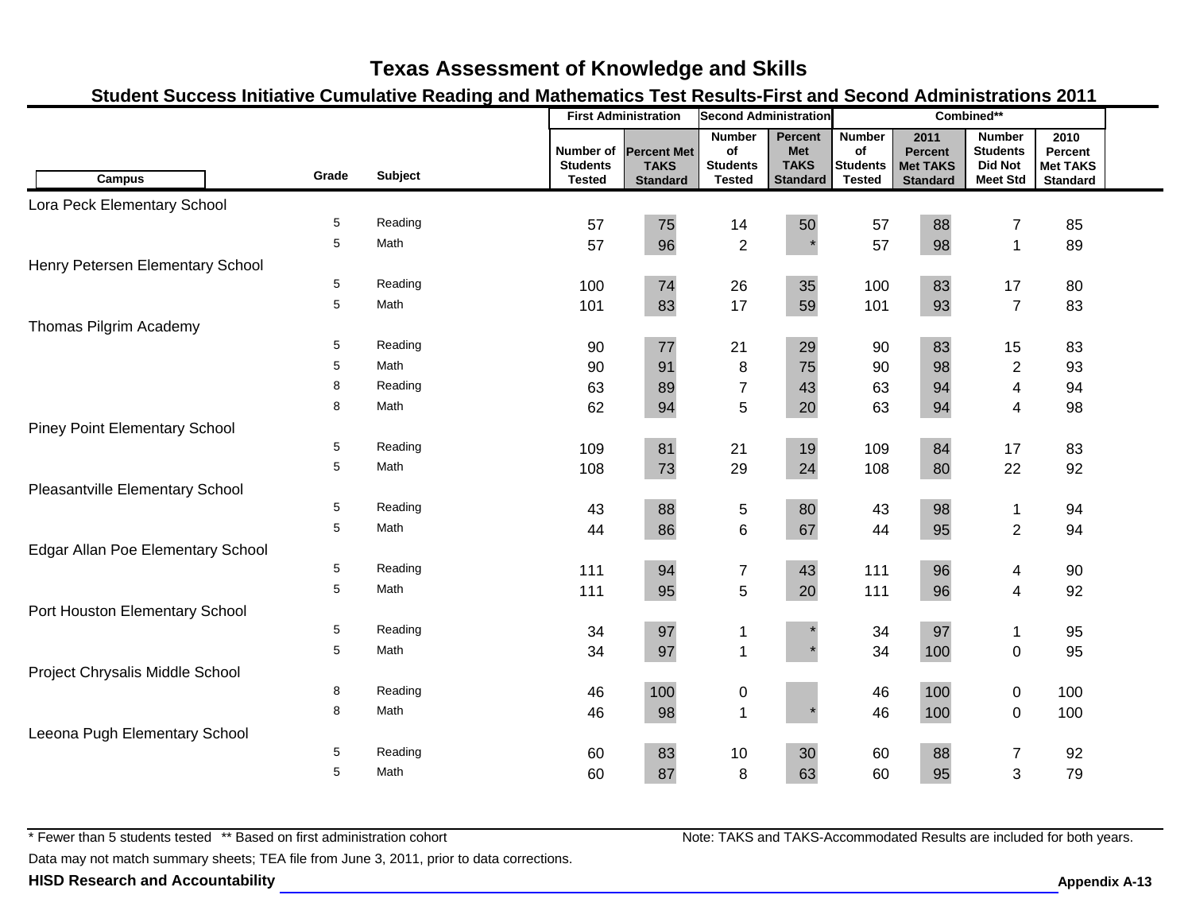# Texas Assessment of Knowledge and Skills

## Student Success Initiative Cumulative Reading and Mathematics Test Results-First and Second Administrations 2011

| Campus | Grade | Subject | First Administration | | Second Administration | | Combined** | | | |
|---|---|---|---|---|---|---|---|---|---|---|
| | | | Number of Students Tested | Percent Met TAKS Standard | Number of Students Tested | Percent Met TAKS Standard | Number of Students Tested | 2011 Percent Met TAKS Standard | Number Students Did Not Meet Std | 2010 Percent Met TAKS Standard |
| Lora Peck Elementary School | | | | | | | | | | |
| | 5 | Reading | 57 | 75 | 14 | 50 | 57 | 88 | 7 | 85 |
| | 5 | Math | 57 | 96 | 2 | * | 57 | 98 | 1 | 89 |
| Henry Petersen Elementary School | | | | | | | | | | |
| | 5 | Reading | 100 | 74 | 26 | 35 | 100 | 83 | 17 | 80 |
| | 5 | Math | 101 | 83 | 17 | 59 | 101 | 93 | 7 | 83 |
| Thomas Pilgrim Academy | | | | | | | | | | |
| | 5 | Reading | 90 | 77 | 21 | 29 | 90 | 83 | 15 | 83 |
| | 5 | Math | 90 | 91 | 8 | 75 | 90 | 98 | 2 | 93 |
| | 8 | Reading | 63 | 89 | 7 | 43 | 63 | 94 | 4 | 94 |
| | 8 | Math | 62 | 94 | 5 | 20 | 63 | 94 | 4 | 98 |
| Piney Point Elementary School | | | | | | | | | | |
| | 5 | Reading | 109 | 81 | 21 | 19 | 109 | 84 | 17 | 83 |
| | 5 | Math | 108 | 73 | 29 | 24 | 108 | 80 | 22 | 92 |
| Pleasantville Elementary School | | | | | | | | | | |
| | 5 | Reading | 43 | 88 | 5 | 80 | 43 | 98 | 1 | 94 |
| | 5 | Math | 44 | 86 | 6 | 67 | 44 | 95 | 2 | 94 |
| Edgar Allan Poe Elementary School | | | | | | | | | | |
| | 5 | Reading | 111 | 94 | 7 | 43 | 111 | 96 | 4 | 90 |
| | 5 | Math | 111 | 95 | 5 | 20 | 111 | 96 | 4 | 92 |
| Port Houston Elementary School | | | | | | | | | | |
| | 5 | Reading | 34 | 97 | 1 | * | 34 | 97 | 1 | 95 |
| | 5 | Math | 34 | 97 | 1 | * | 34 | 100 | 0 | 95 |
| Project Chrysalis Middle School | | | | | | | | | | |
| | 8 | Reading | 46 | 100 | 0 | | 46 | 100 | 0 | 100 |
| | 8 | Math | 46 | 98 | 1 | * | 46 | 100 | 0 | 100 |
| Leeona Pugh Elementary School | | | | | | | | | | |
| | 5 | Reading | 60 | 83 | 10 | 30 | 60 | 88 | 7 | 92 |
| | 5 | Math | 60 | 87 | 8 | 63 | 60 | 95 | 3 | 79 |

* Fewer than 5 students tested ** Based on first administration cohort

Note: TAKS and TAKS-Accommodated Results are included for both years.

Data may not match summary sheets; TEA file from June 3, 2011, prior to data corrections.

**HISD Research and Accountability**

**Appendix A-13**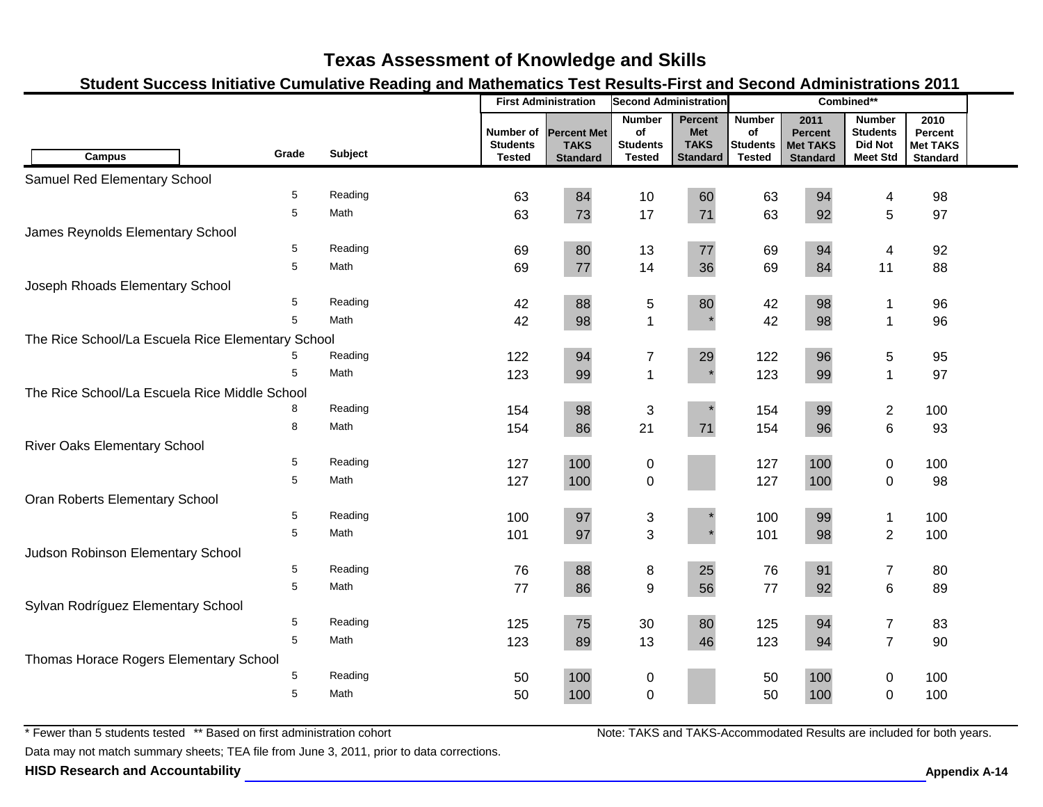# Texas Assessment of Knowledge and Skills

## Student Success Initiative Cumulative Reading and Mathematics Test Results-First and Second Administrations 2011

| Campus | Grade | Subject | First Administration | | Second Administration | | Combined** | | | |
|---|---|---|---|---|---|---|---|---|---|---|
| | | | Number of Students Tested | Percent Met TAKS Standard | Number of Students Tested | Percent Met TAKS Standard | Number of Students Tested | 2011 Percent Met TAKS Standard | Number Students Did Not Meet Std | 2010 Percent Met TAKS Standard |
| Samuel Red Elementary School | | | | | | | | | | |
| | 5 | Reading | 63 | 84 | 10 | 60 | 63 | 94 | 4 | 98 |
| | 5 | Math | 63 | 73 | 17 | 71 | 63 | 92 | 5 | 97 |
| James Reynolds Elementary School | | | | | | | | | | |
| | 5 | Reading | 69 | 80 | 13 | 77 | 69 | 94 | 4 | 92 |
| | 5 | Math | 69 | 77 | 14 | 36 | 69 | 84 | 11 | 88 |
| Joseph Rhoads Elementary School | | | | | | | | | | |
| | 5 | Reading | 42 | 88 | 5 | 80 | 42 | 98 | 1 | 96 |
| | 5 | Math | 42 | 98 | 1 | * | 42 | 98 | 1 | 96 |
| The Rice School/La Escuela Rice Elementary School | | | | | | | | | | |
| | 5 | Reading | 122 | 94 | 7 | 29 | 122 | 96 | 5 | 95 |
| | 5 | Math | 123 | 99 | 1 | * | 123 | 99 | 1 | 97 |
| The Rice School/La Escuela Rice Middle School | | | | | | | | | | |
| | 8 | Reading | 154 | 98 | 3 | * | 154 | 99 | 2 | 100 |
| | 8 | Math | 154 | 86 | 21 | 71 | 154 | 96 | 6 | 93 |
| River Oaks Elementary School | | | | | | | | | | |
| | 5 | Reading | 127 | 100 | 0 | | 127 | 100 | 0 | 100 |
| | 5 | Math | 127 | 100 | 0 | | 127 | 100 | 0 | 98 |
| Oran Roberts Elementary School | | | | | | | | | | |
| | 5 | Reading | 100 | 97 | 3 | * | 100 | 99 | 1 | 100 |
| | 5 | Math | 101 | 97 | 3 | * | 101 | 98 | 2 | 100 |
| Judson Robinson Elementary School | | | | | | | | | | |
| | 5 | Reading | 76 | 88 | 8 | 25 | 76 | 91 | 7 | 80 |
| | 5 | Math | 77 | 86 | 9 | 56 | 77 | 92 | 6 | 89 |
| Sylvan Rodríguez Elementary School | | | | | | | | | | |
| | 5 | Reading | 125 | 75 | 30 | 80 | 125 | 94 | 7 | 83 |
| | 5 | Math | 123 | 89 | 13 | 46 | 123 | 94 | 7 | 90 |
| Thomas Horace Rogers Elementary School | | | | | | | | | | |
| | 5 | Reading | 50 | 100 | 0 | | 50 | 100 | 0 | 100 |
| | 5 | Math | 50 | 100 | 0 | | 50 | 100 | 0 | 100 |

* Fewer than 5 students tested ** Based on first administration cohort

Note: TAKS and TAKS-Accommodated Results are included for both years.

Data may not match summary sheets; TEA file from June 3, 2011, prior to data corrections.

**HISD Research and Accountability**

**Appendix A-14**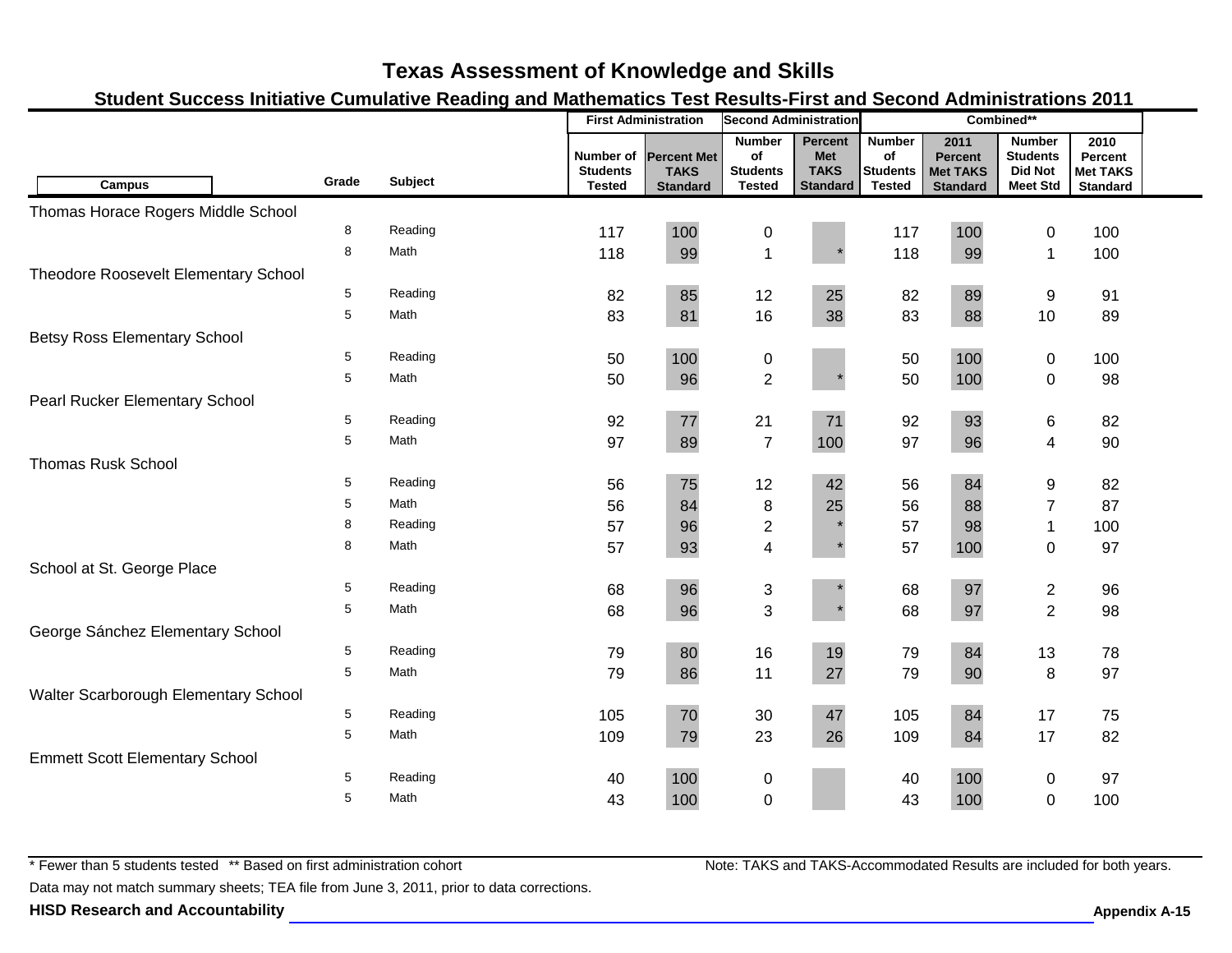# Texas Assessment of Knowledge and Skills

## Student Success Initiative Cumulative Reading and Mathematics Test Results-First and Second Administrations 2011

| Campus | Grade | Subject | First Administration | | Second Administration | | Combined** | | | |
|---|---|---|---|---|---|---|---|---|---|---|
| | | | Number of Students Tested | Percent Met TAKS Standard | Number of Students Tested | Percent Met TAKS Standard | Number of Students Tested | 2011 Percent Met TAKS Standard | Number Students Did Not Meet Std | 2010 Percent Met TAKS Standard |
| Thomas Horace Rogers Middle School | | | | | | | | | | |
| | 8 | Reading | 117 | 100 | 0 | | 117 | 100 | 0 | 100 |
| | 8 | Math | 118 | 99 | 1 | * | 118 | 99 | 1 | 100 |
| Theodore Roosevelt Elementary School | | | | | | | | | | |
| | 5 | Reading | 82 | 85 | 12 | 25 | 82 | 89 | 9 | 91 |
| | 5 | Math | 83 | 81 | 16 | 38 | 83 | 88 | 10 | 89 |
| Betsy Ross Elementary School | | | | | | | | | | |
| | 5 | Reading | 50 | 100 | 0 | | 50 | 100 | 0 | 100 |
| | 5 | Math | 50 | 96 | 2 | * | 50 | 100 | 0 | 98 |
| Pearl Rucker Elementary School | | | | | | | | | | |
| | 5 | Reading | 92 | 77 | 21 | 71 | 92 | 93 | 6 | 82 |
| | 5 | Math | 97 | 89 | 7 | 100 | 97 | 96 | 4 | 90 |
| Thomas Rusk School | | | | | | | | | | |
| | 5 | Reading | 56 | 75 | 12 | 42 | 56 | 84 | 9 | 82 |
| | 5 | Math | 56 | 84 | 8 | 25 | 56 | 88 | 7 | 87 |
| | 8 | Reading | 57 | 96 | 2 | * | 57 | 98 | 1 | 100 |
| | 8 | Math | 57 | 93 | 4 | * | 57 | 100 | 0 | 97 |
| School at St. George Place | | | | | | | | | | |
| | 5 | Reading | 68 | 96 | 3 | * | 68 | 97 | 2 | 96 |
| | 5 | Math | 68 | 96 | 3 | * | 68 | 97 | 2 | 98 |
| George Sánchez Elementary School | | | | | | | | | | |
| | 5 | Reading | 79 | 80 | 16 | 19 | 79 | 84 | 13 | 78 |
| | 5 | Math | 79 | 86 | 11 | 27 | 79 | 90 | 8 | 97 |
| Walter Scarborough Elementary School | | | | | | | | | | |
| | 5 | Reading | 105 | 70 | 30 | 47 | 105 | 84 | 17 | 75 |
| | 5 | Math | 109 | 79 | 23 | 26 | 109 | 84 | 17 | 82 |
| Emmett Scott Elementary School | | | | | | | | | | |
| | 5 | Reading | 40 | 100 | 0 | | 40 | 100 | 0 | 97 |
| | 5 | Math | 43 | 100 | 0 | | 43 | 100 | 0 | 100 |

* Fewer than 5 students tested ** Based on first administration cohort

Note: TAKS and TAKS-Accommodated Results are included for both years.

Data may not match summary sheets; TEA file from June 3, 2011, prior to data corrections.

**HISD Research and Accountability**

**Appendix A-15**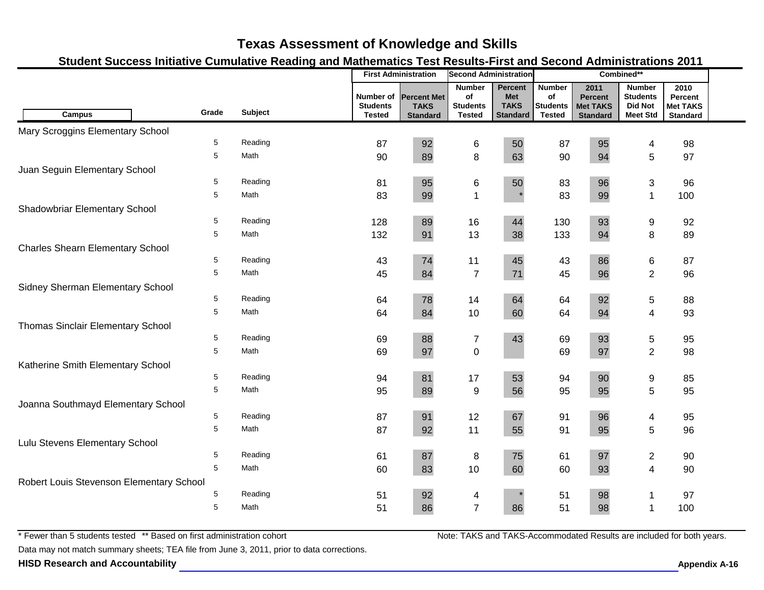# Texas Assessment of Knowledge and Skills

## Student Success Initiative Cumulative Reading and Mathematics Test Results-First and Second Administrations 2011

| Campus | Grade | Subject | First Administration | | Second Administration | | Combined** | | | |
|---|---|---|---|---|---|---|---|---|---|---|
| | | | Number of Students Tested | Percent Met TAKS Standard | Number of Students Tested | Percent Met TAKS Standard | Number of Students Tested | 2011 Percent Met TAKS Standard | Number Students Did Not Meet Std | 2010 Percent Met TAKS Standard |
| Mary Scroggins Elementary School | | | | | | | | | | |
| | 5 | Reading | 87 | 92 | 6 | 50 | 87 | 95 | 4 | 98 |
| | 5 | Math | 90 | 89 | 8 | 63 | 90 | 94 | 5 | 97 |
| Juan Seguin Elementary School | | | | | | | | | | |
| | 5 | Reading | 81 | 95 | 6 | 50 | 83 | 96 | 3 | 96 |
| | 5 | Math | 83 | 99 | 1 | * | 83 | 99 | 1 | 100 |
| Shadowbriar Elementary School | | | | | | | | | | |
| | 5 | Reading | 128 | 89 | 16 | 44 | 130 | 93 | 9 | 92 |
| | 5 | Math | 132 | 91 | 13 | 38 | 133 | 94 | 8 | 89 |
| Charles Shearn Elementary School | | | | | | | | | | |
| | 5 | Reading | 43 | 74 | 11 | 45 | 43 | 86 | 6 | 87 |
| | 5 | Math | 45 | 84 | 7 | 71 | 45 | 96 | 2 | 96 |
| Sidney Sherman Elementary School | | | | | | | | | | |
| | 5 | Reading | 64 | 78 | 14 | 64 | 64 | 92 | 5 | 88 |
| | 5 | Math | 64 | 84 | 10 | 60 | 64 | 94 | 4 | 93 |
| Thomas Sinclair Elementary School | | | | | | | | | | |
| | 5 | Reading | 69 | 88 | 7 | 43 | 69 | 93 | 5 | 95 |
| | 5 | Math | 69 | 97 | 0 | | 69 | 97 | 2 | 98 |
| Katherine Smith Elementary School | | | | | | | | | | |
| | 5 | Reading | 94 | 81 | 17 | 53 | 94 | 90 | 9 | 85 |
| | 5 | Math | 95 | 89 | 9 | 56 | 95 | 95 | 5 | 95 |
| Joanna Southmayd Elementary School | | | | | | | | | | |
| | 5 | Reading | 87 | 91 | 12 | 67 | 91 | 96 | 4 | 95 |
| | 5 | Math | 87 | 92 | 11 | 55 | 91 | 95 | 5 | 96 |
| Lulu Stevens Elementary School | | | | | | | | | | |
| | 5 | Reading | 61 | 87 | 8 | 75 | 61 | 97 | 2 | 90 |
| | 5 | Math | 60 | 83 | 10 | 60 | 60 | 93 | 4 | 90 |
| Robert Louis Stevenson Elementary School | | | | | | | | | | |
| | 5 | Reading | 51 | 92 | 4 | * | 51 | 98 | 1 | 97 |
| | 5 | Math | 51 | 86 | 7 | 86 | 51 | 98 | 1 | 100 |

* Fewer than 5 students tested ** Based on first administration cohort

Note: TAKS and TAKS-Accommodated Results are included for both years.

Data may not match summary sheets; TEA file from June 3, 2011, prior to data corrections.

**HISD Research and Accountability**

**Appendix A-16**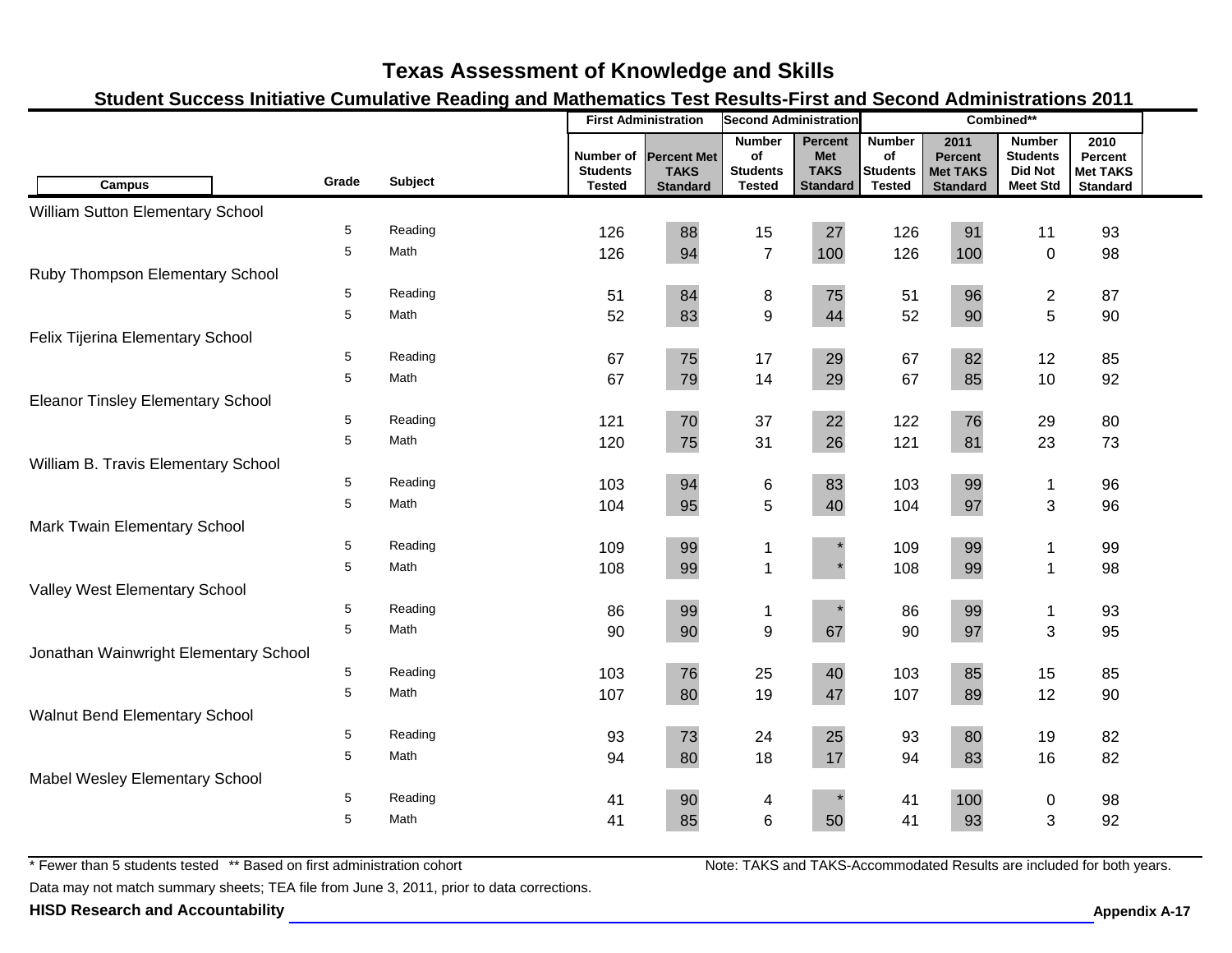# Texas Assessment of Knowledge and Skills

## Student Success Initiative Cumulative Reading and Mathematics Test Results-First and Second Administrations 2011

| Campus | Grade | Subject | First Administration | | Second Administration | | Combined** | | | |
|---|---|---|---|---|---|---|---|---|---|---|
| | | | Number of Students Tested | Percent Met TAKS Standard | Number of Students Tested | Percent Met TAKS Standard | Number of Students Tested | 2011 Percent Met TAKS Standard | Number Students Did Not Meet Std | 2010 Percent Met TAKS Standard |
| William Sutton Elementary School | | | | | | | | | | |
| | 5 | Reading | 126 | 88 | 15 | 27 | 126 | 91 | 11 | 93 |
| | 5 | Math | 126 | 94 | 7 | 100 | 126 | 100 | 0 | 98 |
| Ruby Thompson Elementary School | | | | | | | | | | |
| | 5 | Reading | 51 | 84 | 8 | 75 | 51 | 96 | 2 | 87 |
| | 5 | Math | 52 | 83 | 9 | 44 | 52 | 90 | 5 | 90 |
| Felix Tijerina Elementary School | | | | | | | | | | |
| | 5 | Reading | 67 | 75 | 17 | 29 | 67 | 82 | 12 | 85 |
| | 5 | Math | 67 | 79 | 14 | 29 | 67 | 85 | 10 | 92 |
| Eleanor Tinsley Elementary School | | | | | | | | | | |
| | 5 | Reading | 121 | 70 | 37 | 22 | 122 | 76 | 29 | 80 |
| | 5 | Math | 120 | 75 | 31 | 26 | 121 | 81 | 23 | 73 |
| William B. Travis Elementary School | | | | | | | | | | |
| | 5 | Reading | 103 | 94 | 6 | 83 | 103 | 99 | 1 | 96 |
| | 5 | Math | 104 | 95 | 5 | 40 | 104 | 97 | 3 | 96 |
| Mark Twain Elementary School | | | | | | | | | | |
| | 5 | Reading | 109 | 99 | 1 | * | 109 | 99 | 1 | 99 |
| | 5 | Math | 108 | 99 | 1 | * | 108 | 99 | 1 | 98 |
| Valley West Elementary School | | | | | | | | | | |
| | 5 | Reading | 86 | 99 | 1 | * | 86 | 99 | 1 | 93 |
| | 5 | Math | 90 | 90 | 9 | 67 | 90 | 97 | 3 | 95 |
| Jonathan Wainwright Elementary School | | | | | | | | | | |
| | 5 | Reading | 103 | 76 | 25 | 40 | 103 | 85 | 15 | 85 |
| | 5 | Math | 107 | 80 | 19 | 47 | 107 | 89 | 12 | 90 |
| Walnut Bend Elementary School | | | | | | | | | | |
| | 5 | Reading | 93 | 73 | 24 | 25 | 93 | 80 | 19 | 82 |
| | 5 | Math | 94 | 80 | 18 | 17 | 94 | 83 | 16 | 82 |
| Mabel Wesley Elementary School | | | | | | | | | | |
| | 5 | Reading | 41 | 90 | 4 | * | 41 | 100 | 0 | 98 |
| | 5 | Math | 41 | 85 | 6 | 50 | 41 | 93 | 3 | 92 |

* Fewer than 5 students tested ** Based on first administration cohort

Note: TAKS and TAKS-Accommodated Results are included for both years.

Data may not match summary sheets; TEA file from June 3, 2011, prior to data corrections.

**HISD Research and Accountability**

**Appendix A-17**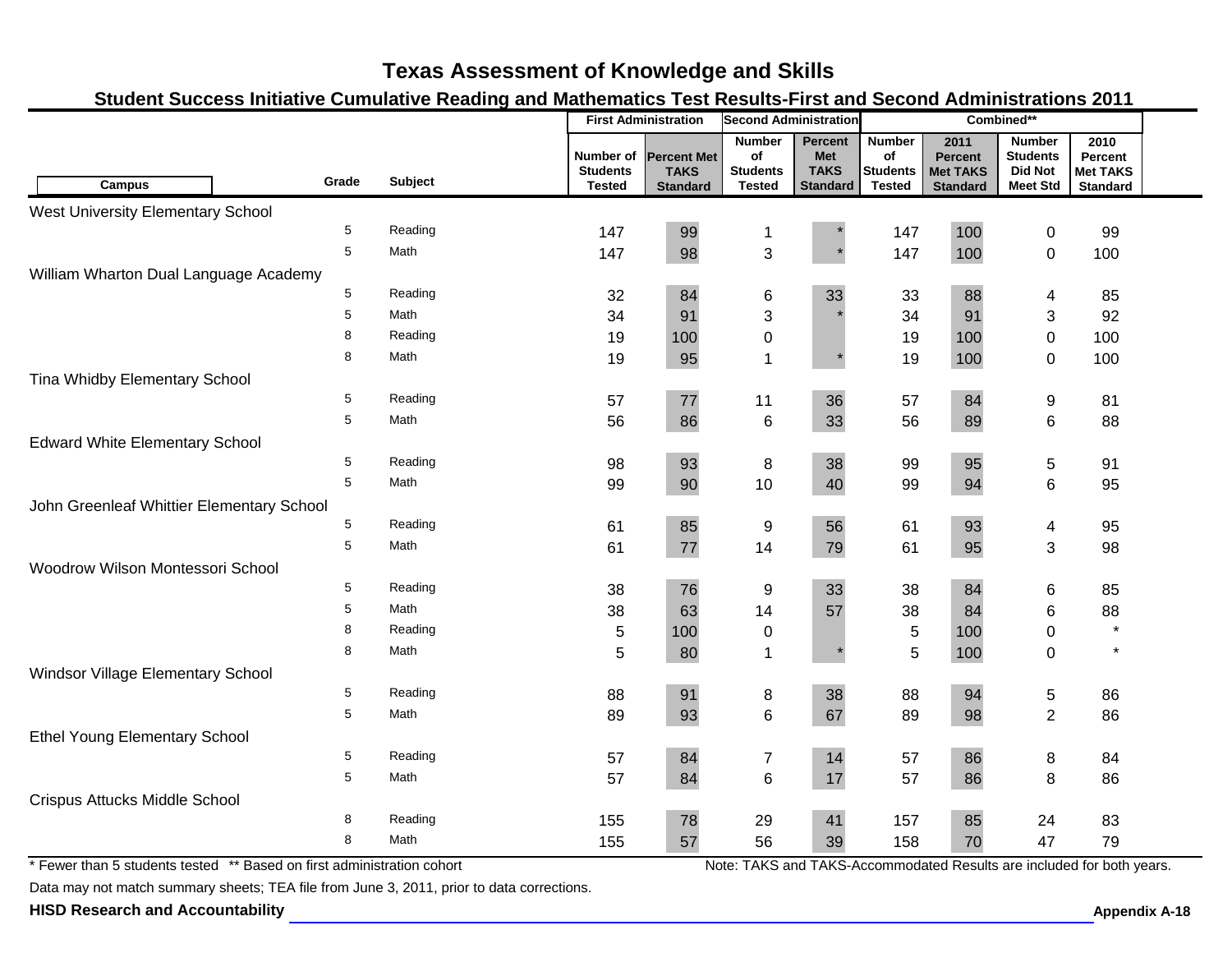# Texas Assessment of Knowledge and Skills

## Student Success Initiative Cumulative Reading and Mathematics Test Results-First and Second Administrations 2011

| Campus | Grade | Subject | First Administration | | Second Administration | | Combined** | | | |
|---|---|---|---|---|---|---|---|---|---|---|
| | | | Number of Students Tested | Percent Met TAKS Standard | Number of Students Tested | Percent Met TAKS Standard | Number of Students Tested | 2011 Percent Met TAKS Standard | Number Students Did Not Meet Std | 2010 Percent Met TAKS Standard |
| West University Elementary School | | | | | | | | | | |
| | 5 | Reading | 147 | 99 | 1 | * | 147 | 100 | 0 | 99 |
| | 5 | Math | 147 | 98 | 3 | * | 147 | 100 | 0 | 100 |
| William Wharton Dual Language Academy | | | | | | | | | | |
| | 5 | Reading | 32 | 84 | 6 | 33 | 33 | 88 | 4 | 85 |
| | 5 | Math | 34 | 91 | 3 | * | 34 | 91 | 3 | 92 |
| | 8 | Reading | 19 | 100 | 0 | | 19 | 100 | 0 | 100 |
| | 8 | Math | 19 | 95 | 1 | * | 19 | 100 | 0 | 100 |
| Tina Whidby Elementary School | | | | | | | | | | |
| | 5 | Reading | 57 | 77 | 11 | 36 | 57 | 84 | 9 | 81 |
| | 5 | Math | 56 | 86 | 6 | 33 | 56 | 89 | 6 | 88 |
| Edward White Elementary School | | | | | | | | | | |
| | 5 | Reading | 98 | 93 | 8 | 38 | 99 | 95 | 5 | 91 |
| | 5 | Math | 99 | 90 | 10 | 40 | 99 | 94 | 6 | 95 |
| John Greenleaf Whittier Elementary School | | | | | | | | | | |
| | 5 | Reading | 61 | 85 | 9 | 56 | 61 | 93 | 4 | 95 |
| | 5 | Math | 61 | 77 | 14 | 79 | 61 | 95 | 3 | 98 |
| Woodrow Wilson Montessori School | | | | | | | | | | |
| | 5 | Reading | 38 | 76 | 9 | 33 | 38 | 84 | 6 | 85 |
| | 5 | Math | 38 | 63 | 14 | 57 | 38 | 84 | 6 | 88 |
| | 8 | Reading | 5 | 100 | 0 | | 5 | 100 | 0 | * |
| | 8 | Math | 5 | 80 | 1 | * | 5 | 100 | 0 | * |
| Windsor Village Elementary School | | | | | | | | | | |
| | 5 | Reading | 88 | 91 | 8 | 38 | 88 | 94 | 5 | 86 |
| | 5 | Math | 89 | 93 | 6 | 67 | 89 | 98 | 2 | 86 |
| Ethel Young Elementary School | | | | | | | | | | |
| | 5 | Reading | 57 | 84 | 7 | 14 | 57 | 86 | 8 | 84 |
| | 5 | Math | 57 | 84 | 6 | 17 | 57 | 86 | 8 | 86 |
| Crispus Attucks Middle School | | | | | | | | | | |
| | 8 | Reading | 155 | 78 | 29 | 41 | 157 | 85 | 24 | 83 |
| | 8 | Math | 155 | 57 | 56 | 39 | 158 | 70 | 47 | 79 |

* Fewer than 5 students tested ** Based on first administration cohort

Note: TAKS and TAKS-Accommodated Results are included for both years.

Data may not match summary sheets; TEA file from June 3, 2011, prior to data corrections.

**HISD Research and Accountability**

**Appendix A-18**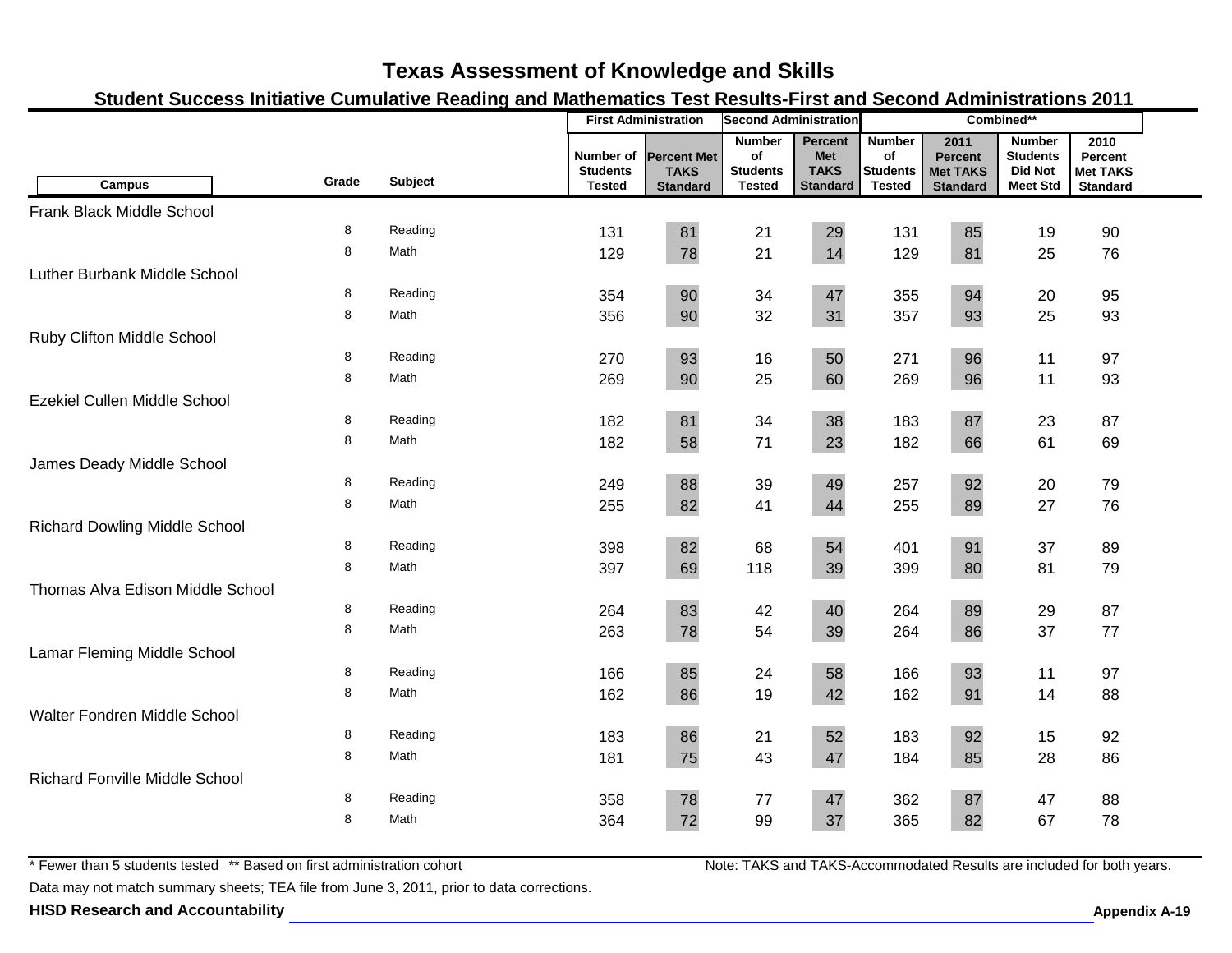# Texas Assessment of Knowledge and Skills

## Student Success Initiative Cumulative Reading and Mathematics Test Results-First and Second Administrations 2011

| Campus | Grade | Subject | First Administration | | Second Administration | | Combined** | | | |
|---|---|---|---|---|---|---|---|---|---|---|
| | | | Number of Students Tested | Percent Met TAKS Standard | Number of Students Tested | Percent Met TAKS Standard | Number of Students Tested | 2011 Percent Met TAKS Standard | Number Students Did Not Meet Std | 2010 Percent Met TAKS Standard |
| Frank Black Middle School | | | | | | | | | | |
| | 8 | Reading | 131 | 81 | 21 | 29 | 131 | 85 | 19 | 90 |
| | 8 | Math | 129 | 78 | 21 | 14 | 129 | 81 | 25 | 76 |
| Luther Burbank Middle School | | | | | | | | | | |
| | 8 | Reading | 354 | 90 | 34 | 47 | 355 | 94 | 20 | 95 |
| | 8 | Math | 356 | 90 | 32 | 31 | 357 | 93 | 25 | 93 |
| Ruby Clifton Middle School | | | | | | | | | | |
| | 8 | Reading | 270 | 93 | 16 | 50 | 271 | 96 | 11 | 97 |
| | 8 | Math | 269 | 90 | 25 | 60 | 269 | 96 | 11 | 93 |
| Ezekiel Cullen Middle School | | | | | | | | | | |
| | 8 | Reading | 182 | 81 | 34 | 38 | 183 | 87 | 23 | 87 |
| | 8 | Math | 182 | 58 | 71 | 23 | 182 | 66 | 61 | 69 |
| James Deady Middle School | | | | | | | | | | |
| | 8 | Reading | 249 | 88 | 39 | 49 | 257 | 92 | 20 | 79 |
| | 8 | Math | 255 | 82 | 41 | 44 | 255 | 89 | 27 | 76 |
| Richard Dowling Middle School | | | | | | | | | | |
| | 8 | Reading | 398 | 82 | 68 | 54 | 401 | 91 | 37 | 89 |
| | 8 | Math | 397 | 69 | 118 | 39 | 399 | 80 | 81 | 79 |
| Thomas Alva Edison Middle School | | | | | | | | | | |
| | 8 | Reading | 264 | 83 | 42 | 40 | 264 | 89 | 29 | 87 |
| | 8 | Math | 263 | 78 | 54 | 39 | 264 | 86 | 37 | 77 |
| Lamar Fleming Middle School | | | | | | | | | | |
| | 8 | Reading | 166 | 85 | 24 | 58 | 166 | 93 | 11 | 97 |
| | 8 | Math | 162 | 86 | 19 | 42 | 162 | 91 | 14 | 88 |
| Walter Fondren Middle School | | | | | | | | | | |
| | 8 | Reading | 183 | 86 | 21 | 52 | 183 | 92 | 15 | 92 |
| | 8 | Math | 181 | 75 | 43 | 47 | 184 | 85 | 28 | 86 |
| Richard Fonville Middle School | | | | | | | | | | |
| | 8 | Reading | 358 | 78 | 77 | 47 | 362 | 87 | 47 | 88 |
| | 8 | Math | 364 | 72 | 99 | 37 | 365 | 82 | 67 | 78 |

* Fewer than 5 students tested ** Based on first administration cohort

Note: TAKS and TAKS-Accommodated Results are included for both years.

Data may not match summary sheets; TEA file from June 3, 2011, prior to data corrections.

**HISD Research and Accountability**

Appendix A-19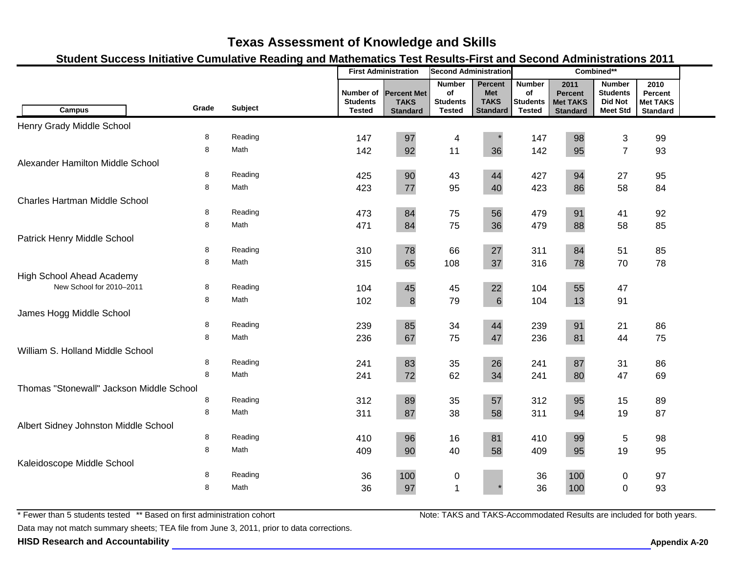# Texas Assessment of Knowledge and Skills

## Student Success Initiative Cumulative Reading and Mathematics Test Results-First and Second Administrations 2011

| Campus | Grade | Subject | First Administration | | Second Administration | | Combined** | | | |
|---|---|---|---|---|---|---|---|---|---|---|
| | | | Number of Students Tested | Percent Met TAKS Standard | Number of Students Tested | Percent Met TAKS Standard | Number of Students Tested | 2011 Percent Met TAKS Standard | Number Students Did Not Meet Std | 2010 Percent Met TAKS Standard |
| Henry Grady Middle School | | | | | | | | | | |
| | 8 | Reading | 147 | 97 | 4 | * | 147 | 98 | 3 | 99 |
| | 8 | Math | 142 | 92 | 11 | 36 | 142 | 95 | 7 | 93 |
| Alexander Hamilton Middle School | | | | | | | | | | |
| | 8 | Reading | 425 | 90 | 43 | 44 | 427 | 94 | 27 | 95 |
| | 8 | Math | 423 | 77 | 95 | 40 | 423 | 86 | 58 | 84 |
| Charles Hartman Middle School | | | | | | | | | | |
| | 8 | Reading | 473 | 84 | 75 | 56 | 479 | 91 | 41 | 92 |
| | 8 | Math | 471 | 84 | 75 | 36 | 479 | 88 | 58 | 85 |
| Patrick Henry Middle School | | | | | | | | | | |
| | 8 | Reading | 310 | 78 | 66 | 27 | 311 | 84 | 51 | 85 |
| | 8 | Math | 315 | 65 | 108 | 37 | 316 | 78 | 70 | 78 |
| High School Ahead Academy | | | | | | | | | | |
| New School for 2010–2011 | 8 | Reading | 104 | 45 | 45 | 22 | 104 | 55 | 47 | |
| | 8 | Math | 102 | 8 | 79 | 6 | 104 | 13 | 91 | |
| James Hogg Middle School | | | | | | | | | | |
| | 8 | Reading | 239 | 85 | 34 | 44 | 239 | 91 | 21 | 86 |
| | 8 | Math | 236 | 67 | 75 | 47 | 236 | 81 | 44 | 75 |
| William S. Holland Middle School | | | | | | | | | | |
| | 8 | Reading | 241 | 83 | 35 | 26 | 241 | 87 | 31 | 86 |
| | 8 | Math | 241 | 72 | 62 | 34 | 241 | 80 | 47 | 69 |
| Thomas "Stonewall" Jackson Middle School | | | | | | | | | | |
| | 8 | Reading | 312 | 89 | 35 | 57 | 312 | 95 | 15 | 89 |
| | 8 | Math | 311 | 87 | 38 | 58 | 311 | 94 | 19 | 87 |
| Albert Sidney Johnston Middle School | | | | | | | | | | |
| | 8 | Reading | 410 | 96 | 16 | 81 | 410 | 99 | 5 | 98 |
| | 8 | Math | 409 | 90 | 40 | 58 | 409 | 95 | 19 | 95 |
| Kaleidoscope Middle School | | | | | | | | | | |
| | 8 | Reading | 36 | 100 | 0 | | 36 | 100 | 0 | 97 |
| | 8 | Math | 36 | 97 | 1 | * | 36 | 100 | 0 | 93 |

* Fewer than 5 students tested ** Based on first administration cohort

Note: TAKS and TAKS-Accommodated Results are included for both years.

Data may not match summary sheets; TEA file from June 3, 2011, prior to data corrections.

**HISD Research and Accountability**

**Appendix A-20**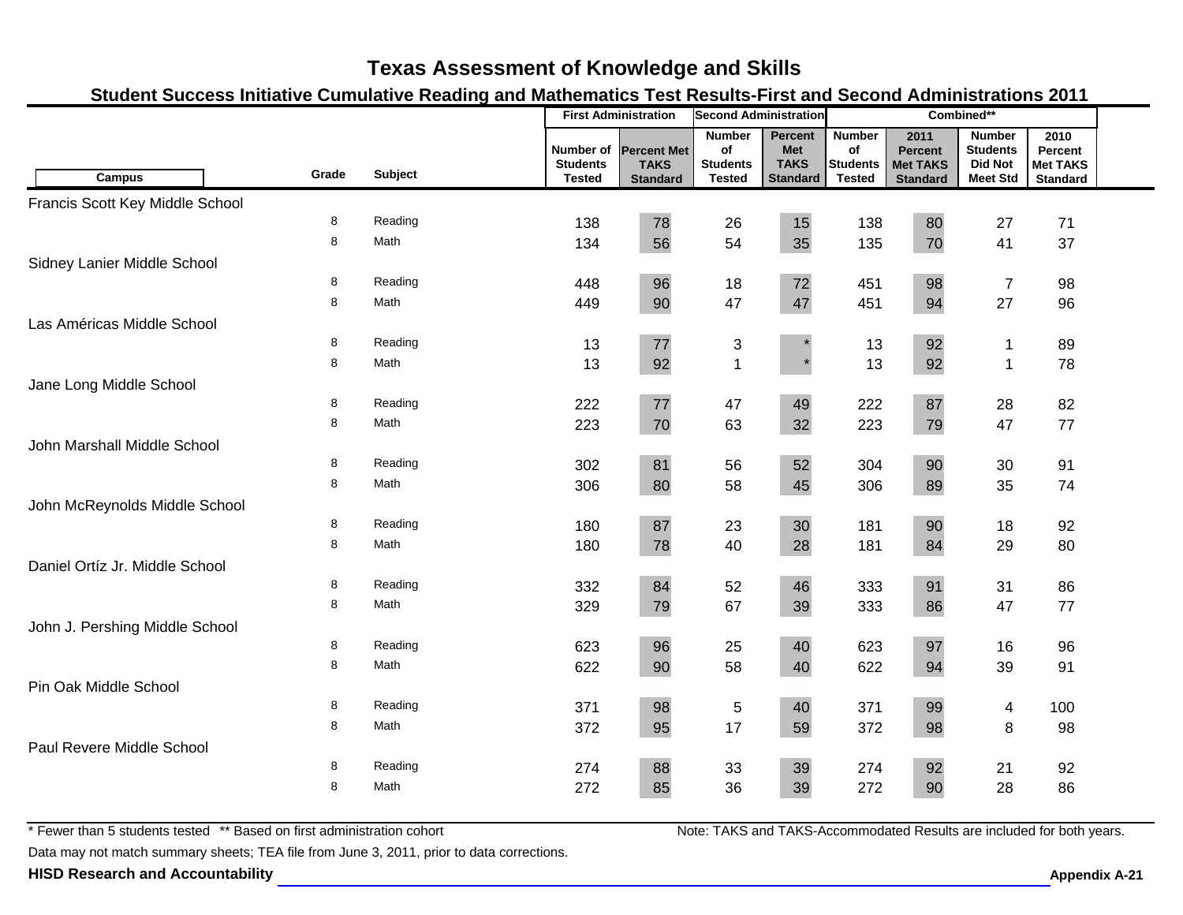# Texas Assessment of Knowledge and Skills

## Student Success Initiative Cumulative Reading and Mathematics Test Results-First and Second Administrations 2011

| Campus | Grade | Subject | First Administration | | Second Administration | | Combined** | | | |
|---|---|---|---|---|---|---|---|---|---|---|
| | | | Number of Students Tested | Percent Met TAKS Standard | Number of Students Tested | Percent Met TAKS Standard | Number of Students Tested | 2011 Percent Met TAKS Standard | Number Students Did Not Meet Std | 2010 Percent Met TAKS Standard |
| Francis Scott Key Middle School | | | | | | | | | | |
| | 8 | Reading | 138 | 78 | 26 | 15 | 138 | 80 | 27 | 71 |
| | 8 | Math | 134 | 56 | 54 | 35 | 135 | 70 | 41 | 37 |
| Sidney Lanier Middle School | | | | | | | | | | |
| | 8 | Reading | 448 | 96 | 18 | 72 | 451 | 98 | 7 | 98 |
| | 8 | Math | 449 | 90 | 47 | 47 | 451 | 94 | 27 | 96 |
| Las Américas Middle School | | | | | | | | | | |
| | 8 | Reading | 13 | 77 | 3 | * | 13 | 92 | 1 | 89 |
| | 8 | Math | 13 | 92 | 1 | * | 13 | 92 | 1 | 78 |
| Jane Long Middle School | | | | | | | | | | |
| | 8 | Reading | 222 | 77 | 47 | 49 | 222 | 87 | 28 | 82 |
| | 8 | Math | 223 | 70 | 63 | 32 | 223 | 79 | 47 | 77 |
| John Marshall Middle School | | | | | | | | | | |
| | 8 | Reading | 302 | 81 | 56 | 52 | 304 | 90 | 30 | 91 |
| | 8 | Math | 306 | 80 | 58 | 45 | 306 | 89 | 35 | 74 |
| John McReynolds Middle School | | | | | | | | | | |
| | 8 | Reading | 180 | 87 | 23 | 30 | 181 | 90 | 18 | 92 |
| | 8 | Math | 180 | 78 | 40 | 28 | 181 | 84 | 29 | 80 |
| Daniel Ortíz Jr. Middle School | | | | | | | | | | |
| | 8 | Reading | 332 | 84 | 52 | 46 | 333 | 91 | 31 | 86 |
| | 8 | Math | 329 | 79 | 67 | 39 | 333 | 86 | 47 | 77 |
| John J. Pershing Middle School | | | | | | | | | | |
| | 8 | Reading | 623 | 96 | 25 | 40 | 623 | 97 | 16 | 96 |
| | 8 | Math | 622 | 90 | 58 | 40 | 622 | 94 | 39 | 91 |
| Pin Oak Middle School | | | | | | | | | | |
| | 8 | Reading | 371 | 98 | 5 | 40 | 371 | 99 | 4 | 100 |
| | 8 | Math | 372 | 95 | 17 | 59 | 372 | 98 | 8 | 98 |
| Paul Revere Middle School | | | | | | | | | | |
| | 8 | Reading | 274 | 88 | 33 | 39 | 274 | 92 | 21 | 92 |
| | 8 | Math | 272 | 85 | 36 | 39 | 272 | 90 | 28 | 86 |

\* Fewer than 5 students tested ** Based on first administration cohort

Note: TAKS and TAKS-Accommodated Results are included for both years.

Data may not match summary sheets; TEA file from June 3, 2011, prior to data corrections.

**HISD Research and Accountability**

**Appendix A-21**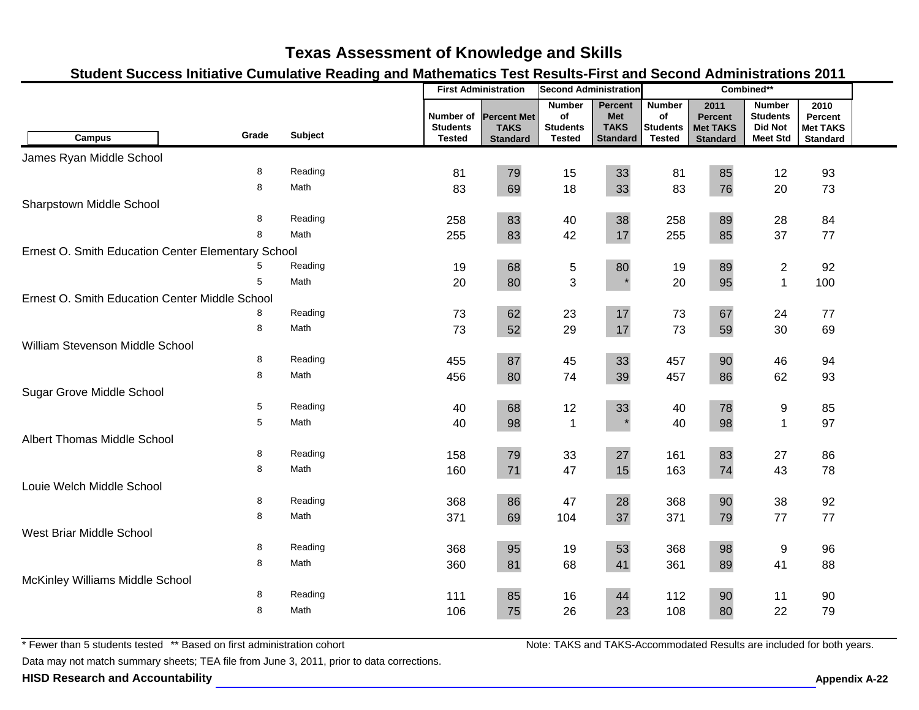# Texas Assessment of Knowledge and Skills

## Student Success Initiative Cumulative Reading and Mathematics Test Results-First and Second Administrations 2011

| Campus | Grade | Subject | First Administration | | Second Administration | | Combined** | | | |
|---|---|---|---|---|---|---|---|---|---|---|
| | | | Number of Students Tested | Percent Met TAKS Standard | Number of Students Tested | Percent Met TAKS Standard | Number of Students Tested | 2011 Percent Met TAKS Standard | Number Students Did Not Meet Std | 2010 Percent Met TAKS Standard |
| James Ryan Middle School | | | | | | | | | | |
| | 8 | Reading | 81 | 79 | 15 | 33 | 81 | 85 | 12 | 93 |
| | 8 | Math | 83 | 69 | 18 | 33 | 83 | 76 | 20 | 73 |
| Sharpstown Middle School | | | | | | | | | | |
| | 8 | Reading | 258 | 83 | 40 | 38 | 258 | 89 | 28 | 84 |
| | 8 | Math | 255 | 83 | 42 | 17 | 255 | 85 | 37 | 77 |
| Ernest O. Smith Education Center Elementary School | | | | | | | | | | |
| | 5 | Reading | 19 | 68 | 5 | 80 | 19 | 89 | 2 | 92 |
| | 5 | Math | 20 | 80 | 3 | * | 20 | 95 | 1 | 100 |
| Ernest O. Smith Education Center Middle School | | | | | | | | | | |
| | 8 | Reading | 73 | 62 | 23 | 17 | 73 | 67 | 24 | 77 |
| | 8 | Math | 73 | 52 | 29 | 17 | 73 | 59 | 30 | 69 |
| William Stevenson Middle School | | | | | | | | | | |
| | 8 | Reading | 455 | 87 | 45 | 33 | 457 | 90 | 46 | 94 |
| | 8 | Math | 456 | 80 | 74 | 39 | 457 | 86 | 62 | 93 |
| Sugar Grove Middle School | | | | | | | | | | |
| | 5 | Reading | 40 | 68 | 12 | 33 | 40 | 78 | 9 | 85 |
| | 5 | Math | 40 | 98 | 1 | * | 40 | 98 | 1 | 97 |
| Albert Thomas Middle School | | | | | | | | | | |
| | 8 | Reading | 158 | 79 | 33 | 27 | 161 | 83 | 27 | 86 |
| | 8 | Math | 160 | 71 | 47 | 15 | 163 | 74 | 43 | 78 |
| Louie Welch Middle School | | | | | | | | | | |
| | 8 | Reading | 368 | 86 | 47 | 28 | 368 | 90 | 38 | 92 |
| | 8 | Math | 371 | 69 | 104 | 37 | 371 | 79 | 77 | 77 |
| West Briar Middle School | | | | | | | | | | |
| | 8 | Reading | 368 | 95 | 19 | 53 | 368 | 98 | 9 | 96 |
| | 8 | Math | 360 | 81 | 68 | 41 | 361 | 89 | 41 | 88 |
| McKinley Williams Middle School | | | | | | | | | | |
| | 8 | Reading | 111 | 85 | 16 | 44 | 112 | 90 | 11 | 90 |
| | 8 | Math | 106 | 75 | 26 | 23 | 108 | 80 | 22 | 79 |

* Fewer than 5 students tested ** Based on first administration cohort

Note: TAKS and TAKS-Accommodated Results are included for both years.

Data may not match summary sheets; TEA file from June 3, 2011, prior to data corrections.

**HISD Research and Accountability**

**Appendix A-22**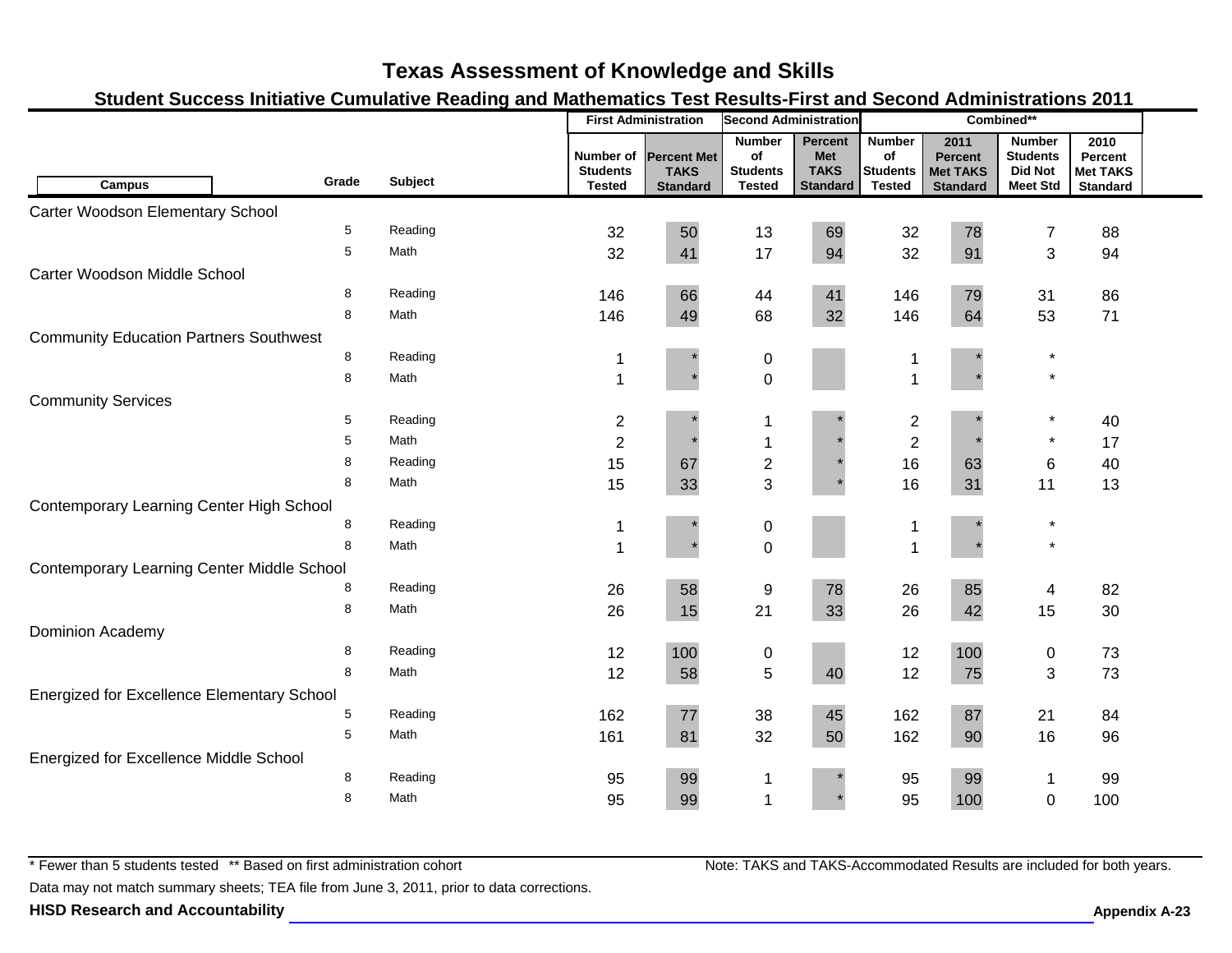# Texas Assessment of Knowledge and Skills

## Student Success Initiative Cumulative Reading and Mathematics Test Results-First and Second Administrations 2011

| Campus | Grade | Subject | First Administration | | Second Administration | | Combined** | | | |
|---|---|---|---|---|---|---|---|---|---|---|
| | | | Number of Students Tested | Percent Met TAKS Standard | Number of Students Tested | Percent Met TAKS Standard | Number of Students Tested | 2011 Percent Met TAKS Standard | Number Students Did Not Meet Std | 2010 Percent Met TAKS Standard |
| **Carter Woodson Elementary School** | | | | | | | | | | |
| | 5 | Reading | 32 | 50 | 13 | 69 | 32 | 78 | 7 | 88 |
| | 5 | Math | 32 | 41 | 17 | 94 | 32 | 91 | 3 | 94 |
| **Carter Woodson Middle School** | | | | | | | | | | |
| | 8 | Reading | 146 | 66 | 44 | 41 | 146 | 79 | 31 | 86 |
| | 8 | Math | 146 | 49 | 68 | 32 | 146 | 64 | 53 | 71 |
| **Community Education Partners Southwest** | | | | | | | | | | |
| | 8 | Reading | 1 | * | 0 | | 1 | * | * | |
| | 8 | Math | 1 | * | 0 | | 1 | * | * | |
| **Community Services** | | | | | | | | | | |
| | 5 | Reading | 2 | * | 1 | * | 2 | * | * | 40 |
| | 5 | Math | 2 | * | 1 | * | 2 | * | * | 17 |
| | 8 | Reading | 15 | 67 | 2 | * | 16 | 63 | 6 | 40 |
| | 8 | Math | 15 | 33 | 3 | * | 16 | 31 | 11 | 13 |
| **Contemporary Learning Center High School** | | | | | | | | | | |
| | 8 | Reading | 1 | * | 0 | | 1 | * | * | |
| | 8 | Math | 1 | * | 0 | | 1 | * | * | |
| **Contemporary Learning Center Middle School** | | | | | | | | | | |
| | 8 | Reading | 26 | 58 | 9 | 78 | 26 | 85 | 4 | 82 |
| | 8 | Math | 26 | 15 | 21 | 33 | 26 | 42 | 15 | 30 |
| **Dominion Academy** | | | | | | | | | | |
| | 8 | Reading | 12 | 100 | 0 | | 12 | 100 | 0 | 73 |
| | 8 | Math | 12 | 58 | 5 | 40 | 12 | 75 | 3 | 73 |
| **Energized for Excellence Elementary School** | | | | | | | | | | |
| | 5 | Reading | 162 | 77 | 38 | 45 | 162 | 87 | 21 | 84 |
| | 5 | Math | 161 | 81 | 32 | 50 | 162 | 90 | 16 | 96 |
| **Energized for Excellence Middle School** | | | | | | | | | | |
| | 8 | Reading | 95 | 99 | 1 | * | 95 | 99 | 1 | 99 |
| | 8 | Math | 95 | 99 | 1 | * | 95 | 100 | 0 | 100 |

\* Fewer than 5 students tested  ** Based on first administration cohort

Note: TAKS and TAKS-Accommodated Results are included for both years.

Data may not match summary sheets; TEA file from June 3, 2011, prior to data corrections.

**HISD Research and Accountability**

**Appendix A-23**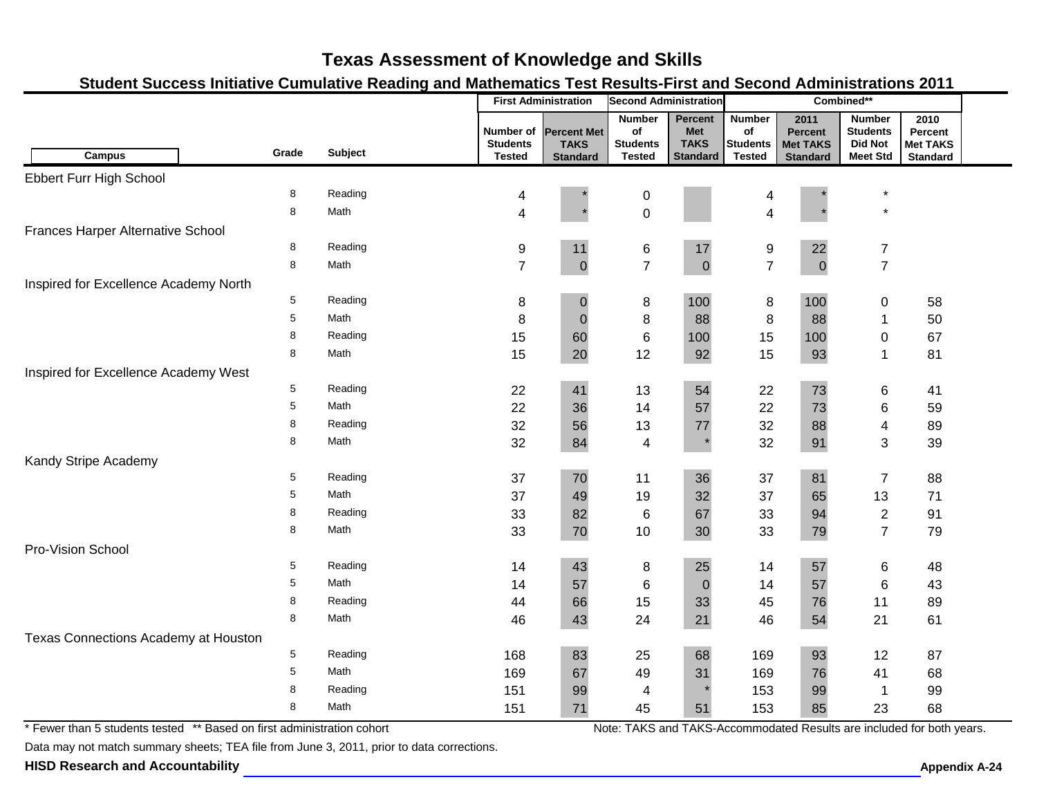# Texas Assessment of Knowledge and Skills

## Student Success Initiative Cumulative Reading and Mathematics Test Results-First and Second Administrations 2011

| Campus | Grade | Subject | First Administration | | Second Administration | | Combined** | | | |
|---|---|---|---|---|---|---|---|---|---|---|
| | | | Number of Students Tested | Percent Met TAKS Standard | Number of Students Tested | Percent Met TAKS Standard | Number of Students Tested | 2011 Percent Met TAKS Standard | Number Students Did Not Meet Std | 2010 Percent Met TAKS Standard |
| Ebbert Furr High School | | | | | | | | | | |
| | 8 | Reading | 4 | * | 0 | | 4 | * | * | |
| | 8 | Math | 4 | * | 0 | | 4 | * | * | |
| Frances Harper Alternative School | | | | | | | | | | |
| | 8 | Reading | 9 | 11 | 6 | 17 | 9 | 22 | 7 | |
| | 8 | Math | 7 | 0 | 7 | 0 | 7 | 0 | 7 | |
| Inspired for Excellence Academy North | | | | | | | | | | |
| | 5 | Reading | 8 | 0 | 8 | 100 | 8 | 100 | 0 | 58 |
| | 5 | Math | 8 | 0 | 8 | 88 | 8 | 88 | 1 | 50 |
| | 8 | Reading | 15 | 60 | 6 | 100 | 15 | 100 | 0 | 67 |
| | 8 | Math | 15 | 20 | 12 | 92 | 15 | 93 | 1 | 81 |
| Inspired for Excellence Academy West | | | | | | | | | | |
| | 5 | Reading | 22 | 41 | 13 | 54 | 22 | 73 | 6 | 41 |
| | 5 | Math | 22 | 36 | 14 | 57 | 22 | 73 | 6 | 59 |
| | 8 | Reading | 32 | 56 | 13 | 77 | 32 | 88 | 4 | 89 |
| | 8 | Math | 32 | 84 | 4 | * | 32 | 91 | 3 | 39 |
| Kandy Stripe Academy | | | | | | | | | | |
| | 5 | Reading | 37 | 70 | 11 | 36 | 37 | 81 | 7 | 88 |
| | 5 | Math | 37 | 49 | 19 | 32 | 37 | 65 | 13 | 71 |
| | 8 | Reading | 33 | 82 | 6 | 67 | 33 | 94 | 2 | 91 |
| | 8 | Math | 33 | 70 | 10 | 30 | 33 | 79 | 7 | 79 |
| Pro-Vision School | | | | | | | | | | |
| | 5 | Reading | 14 | 43 | 8 | 25 | 14 | 57 | 6 | 48 |
| | 5 | Math | 14 | 57 | 6 | 0 | 14 | 57 | 6 | 43 |
| | 8 | Reading | 44 | 66 | 15 | 33 | 45 | 76 | 11 | 89 |
| | 8 | Math | 46 | 43 | 24 | 21 | 46 | 54 | 21 | 61 |
| Texas Connections Academy at Houston | | | | | | | | | | |
| | 5 | Reading | 168 | 83 | 25 | 68 | 169 | 93 | 12 | 87 |
| | 5 | Math | 169 | 67 | 49 | 31 | 169 | 76 | 41 | 68 |
| | 8 | Reading | 151 | 99 | 4 | * | 153 | 99 | 1 | 99 |
| | 8 | Math | 151 | 71 | 45 | 51 | 153 | 85 | 23 | 68 |

\* Fewer than 5 students tested ** Based on first administration cohort

Note: TAKS and TAKS-Accommodated Results are included for both years.

Data may not match summary sheets; TEA file from June 3, 2011, prior to data corrections.

**HISD Research and Accountability**

**Appendix A-24**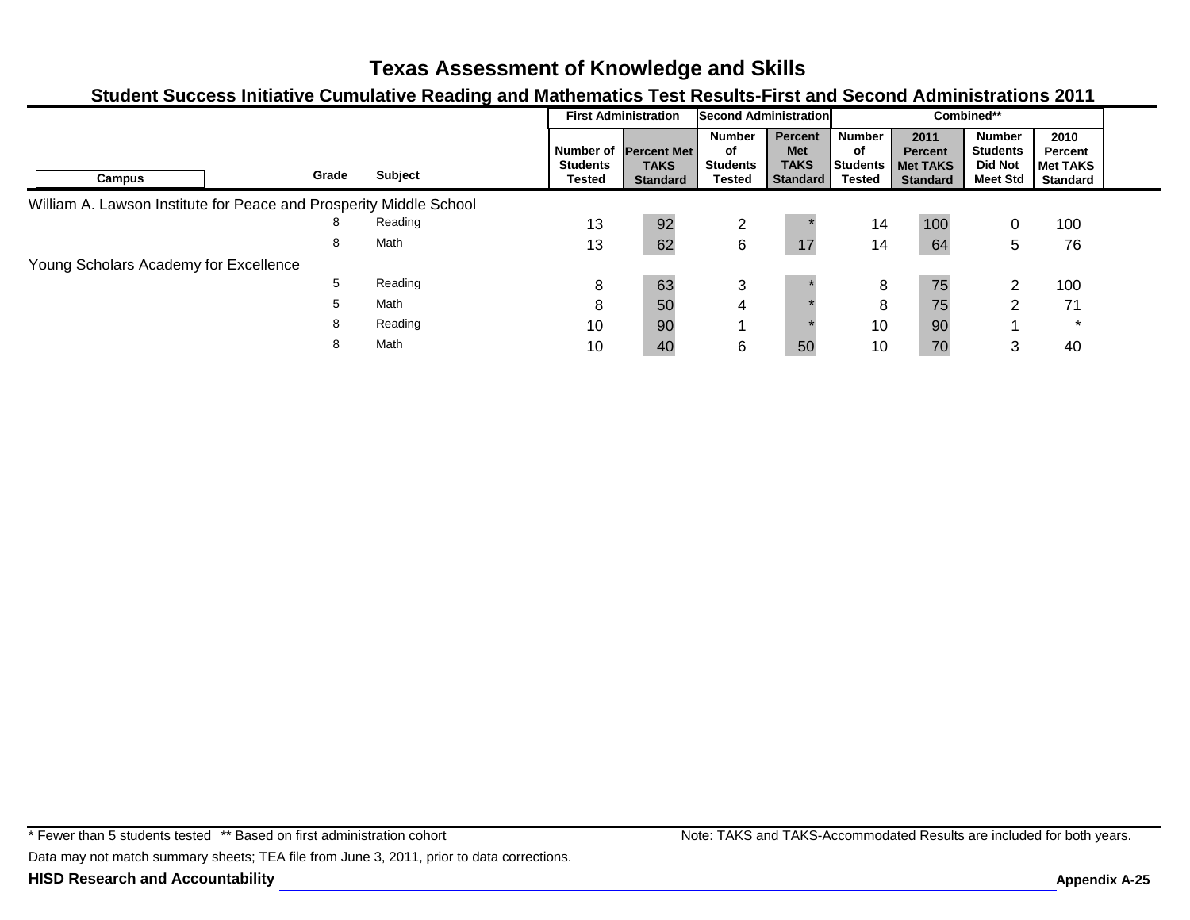# Texas Assessment of Knowledge and Skills

## Student Success Initiative Cumulative Reading and Mathematics Test Results-First and Second Administrations 2011

| Campus | Grade | Subject | First Administration | | Second Administration | | Combined** | | | |
|---|---|---|---|---|---|---|---|---|---|---|
| | | | Number of Students Tested | Percent Met TAKS Standard | Number of Students Tested | Percent Met TAKS Standard | Number of Students Tested | 2011 Percent Met TAKS Standard | Number Students Did Not Meet Std | 2010 Percent Met TAKS Standard |
| William A. Lawson Institute for Peace and Prosperity Middle School | | | | | | | | | | |
| | 8 | Reading | 13 | 92 | 2 | * | 14 | 100 | 0 | 100 |
| | 8 | Math | 13 | 62 | 6 | 17 | 14 | 64 | 5 | 76 |
| Young Scholars Academy for Excellence | | | | | | | | | | |
| | 5 | Reading | 8 | 63 | 3 | * | 8 | 75 | 2 | 100 |
| | 5 | Math | 8 | 50 | 4 | * | 8 | 75 | 2 | 71 |
| | 8 | Reading | 10 | 90 | 1 | * | 10 | 90 | 1 | * |
| | 8 | Math | 10 | 40 | 6 | 50 | 10 | 70 | 3 | 40 |

* Fewer than 5 students tested ** Based on first administration cohort

Note: TAKS and TAKS-Accommodated Results are included for both years.

Data may not match summary sheets; TEA file from June 3, 2011, prior to data corrections.

**HISD Research and Accountability**

**Appendix A-25**